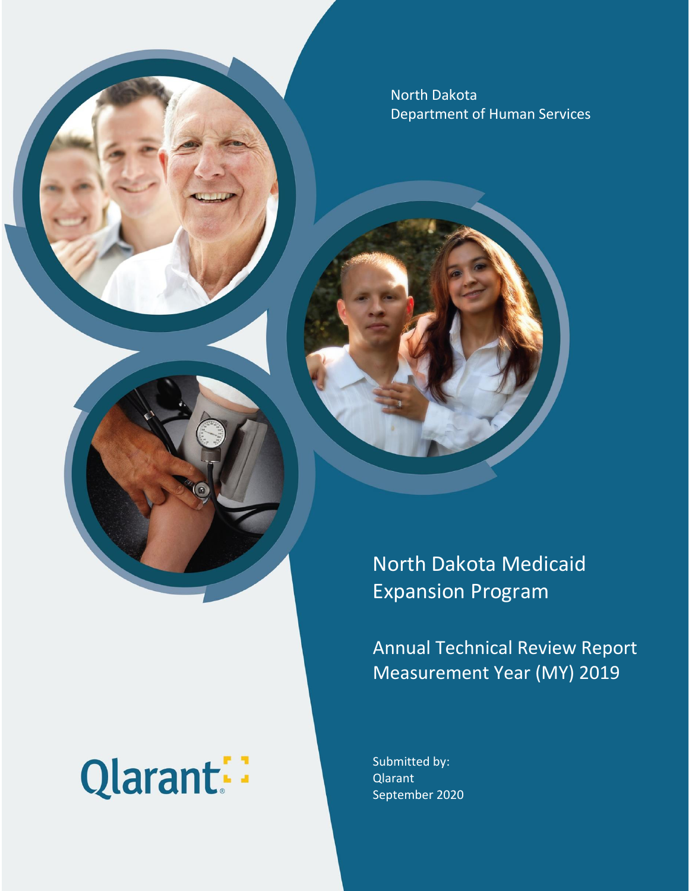North Dakota
Department of Human Services

# North Dakota Medicaid Expansion Program

## Annual Technical Review Report Measurement Year (MY) 2019

Submitted by:
Qlarant
September 2020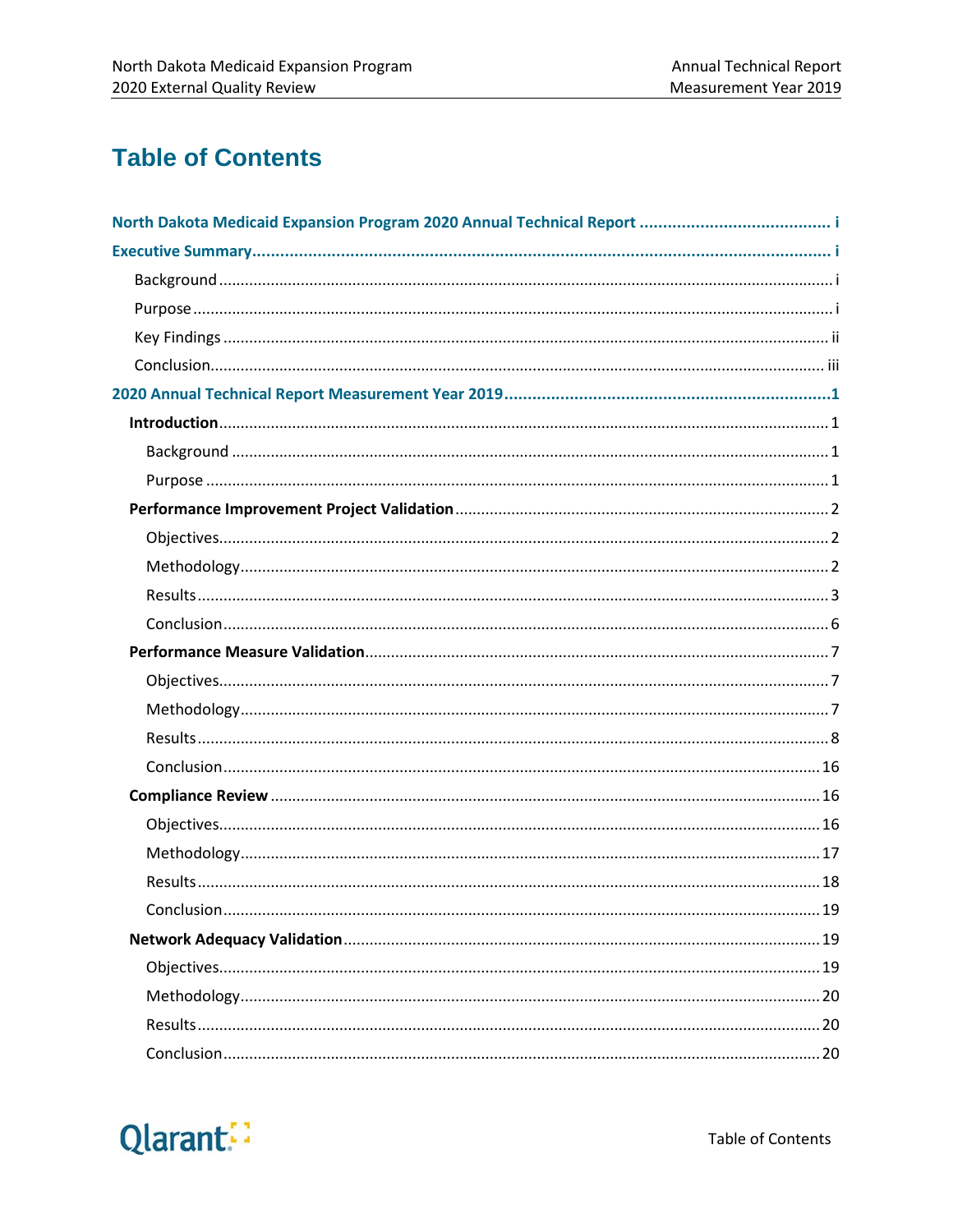# Table of Contents

North Dakota Medicaid Expansion Program 2020 Annual Technical Report ..... i

Executive Summary ..... i

- Background ..... i
- Purpose ..... i
- Key Findings ..... ii
- Conclusion ..... iii

2020 Annual Technical Report Measurement Year 2019 ..... 1

- **Introduction** ..... 1
  - Background ..... 1
  - Purpose ..... 1
- **Performance Improvement Project Validation** ..... 2
  - Objectives ..... 2
  - Methodology ..... 2
  - Results ..... 3
  - Conclusion ..... 6
- **Performance Measure Validation** ..... 7
  - Objectives ..... 7
  - Methodology ..... 7
  - Results ..... 8
  - Conclusion ..... 16
- **Compliance Review** ..... 16
  - Objectives ..... 16
  - Methodology ..... 17
  - Results ..... 18
  - Conclusion ..... 19
- **Network Adequacy Validation** ..... 19
  - Objectives ..... 19
  - Methodology ..... 20
  - Results ..... 20
  - Conclusion ..... 20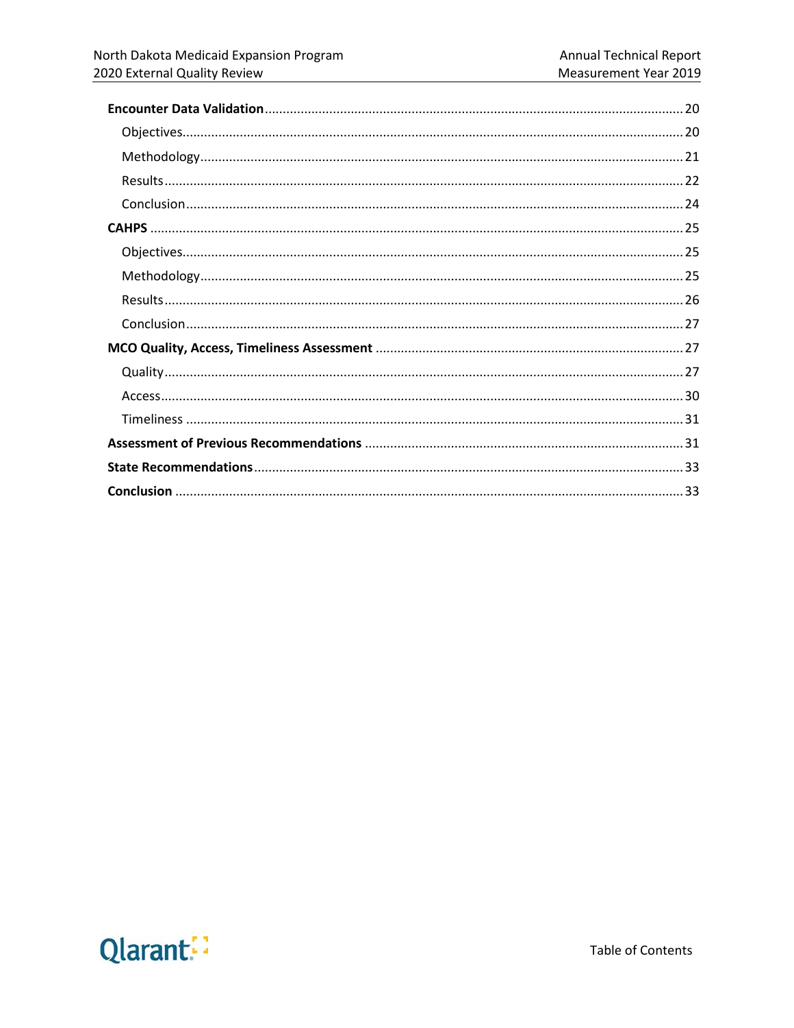**Encounter Data Validation** .................................................................................................................. 20

- Objectives......................................................................................................................................... 20
- Methodology..................................................................................................................................... 21
- Results............................................................................................................................................... 22
- Conclusion......................................................................................................................................... 24

**CAHPS** ................................................................................................................................................. 25

- Objectives......................................................................................................................................... 25
- Methodology..................................................................................................................................... 25
- Results............................................................................................................................................... 26
- Conclusion......................................................................................................................................... 27

**MCO Quality, Access, Timeliness Assessment** ..................................................................................... 27

- Quality............................................................................................................................................... 27
- Access................................................................................................................................................ 30
- Timeliness ......................................................................................................................................... 31

**Assessment of Previous Recommendations** ........................................................................................ 31

**State Recommendations** ....................................................................................................................... 33

**Conclusion** ............................................................................................................................................ 33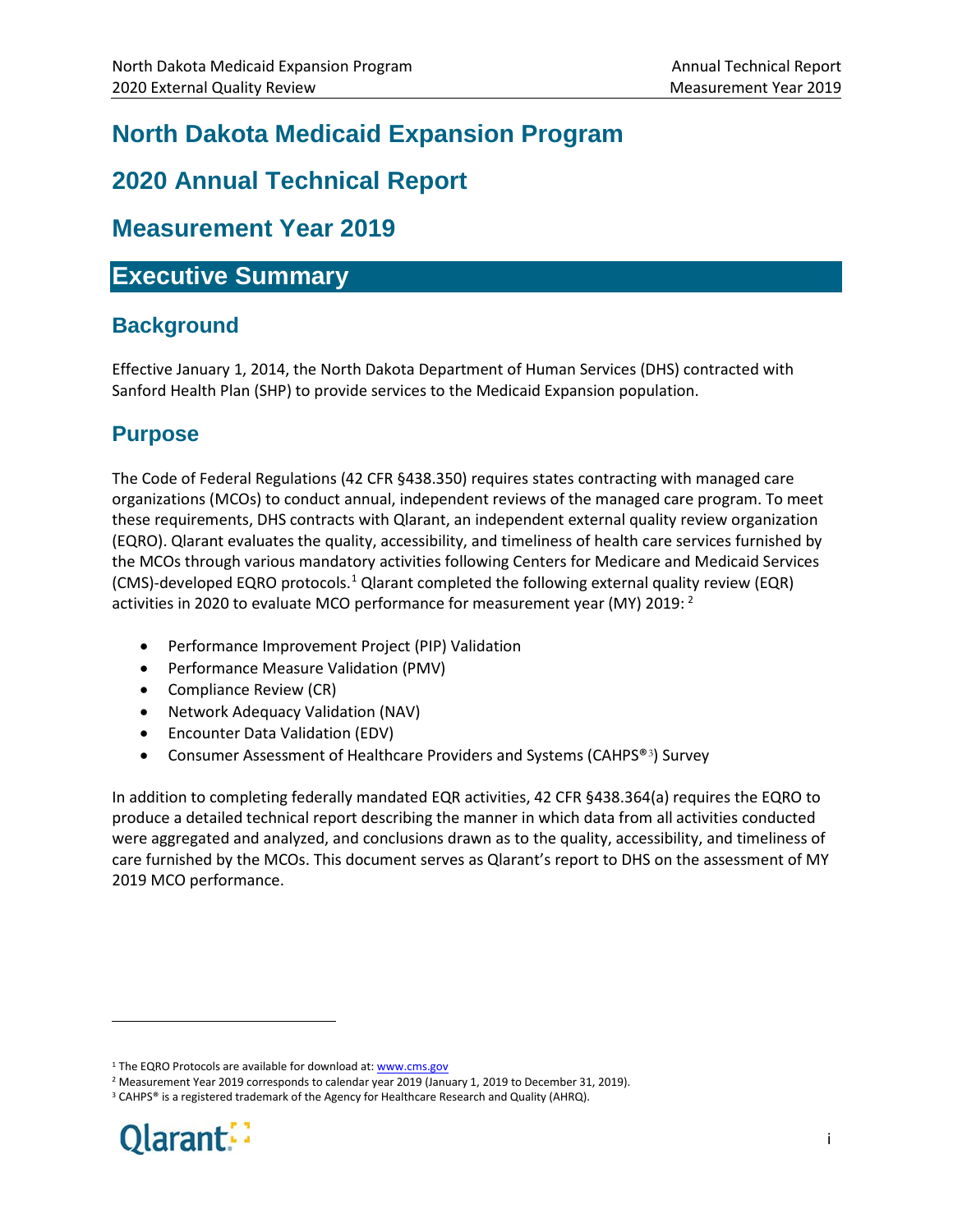# North Dakota Medicaid Expansion Program

# 2020 Annual Technical Report

# Measurement Year 2019

## Executive Summary

### Background

Effective January 1, 2014, the North Dakota Department of Human Services (DHS) contracted with Sanford Health Plan (SHP) to provide services to the Medicaid Expansion population.

### Purpose

The Code of Federal Regulations (42 CFR §438.350) requires states contracting with managed care organizations (MCOs) to conduct annual, independent reviews of the managed care program. To meet these requirements, DHS contracts with Qlarant, an independent external quality review organization (EQRO). Qlarant evaluates the quality, accessibility, and timeliness of health care services furnished by the MCOs through various mandatory activities following Centers for Medicare and Medicaid Services (CMS)-developed EQRO protocols.[1] Qlarant completed the following external quality review (EQR) activities in 2020 to evaluate MCO performance for measurement year (MY) 2019: [2]

- Performance Improvement Project (PIP) Validation
- Performance Measure Validation (PMV)
- Compliance Review (CR)
- Network Adequacy Validation (NAV)
- Encounter Data Validation (EDV)
- Consumer Assessment of Healthcare Providers and Systems (CAHPS®[3]) Survey

In addition to completing federally mandated EQR activities, 42 CFR §438.364(a) requires the EQRO to produce a detailed technical report describing the manner in which data from all activities conducted were aggregated and analyzed, and conclusions drawn as to the quality, accessibility, and timeliness of care furnished by the MCOs. This document serves as Qlarant's report to DHS on the assessment of MY 2019 MCO performance.

[1] The EQRO Protocols are available for download at: www.cms.gov

[2] Measurement Year 2019 corresponds to calendar year 2019 (January 1, 2019 to December 31, 2019).

[3] CAHPS® is a registered trademark of the Agency for Healthcare Research and Quality (AHRQ).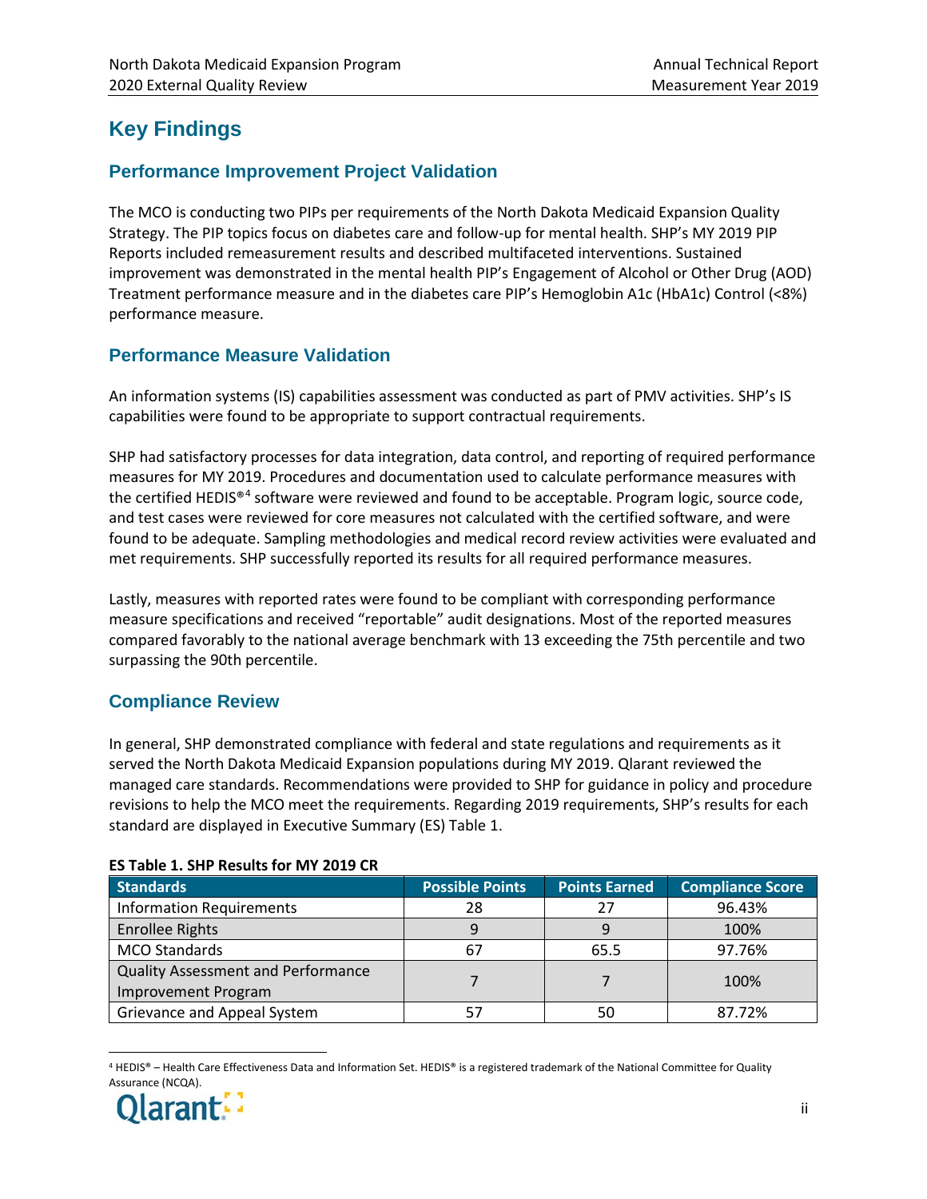# Key Findings

## Performance Improvement Project Validation

The MCO is conducting two PIPs per requirements of the North Dakota Medicaid Expansion Quality Strategy. The PIP topics focus on diabetes care and follow-up for mental health. SHP's MY 2019 PIP Reports included remeasurement results and described multifaceted interventions. Sustained improvement was demonstrated in the mental health PIP's Engagement of Alcohol or Other Drug (AOD) Treatment performance measure and in the diabetes care PIP's Hemoglobin A1c (HbA1c) Control (<8%) performance measure.

## Performance Measure Validation

An information systems (IS) capabilities assessment was conducted as part of PMV activities. SHP's IS capabilities were found to be appropriate to support contractual requirements.

SHP had satisfactory processes for data integration, data control, and reporting of required performance measures for MY 2019. Procedures and documentation used to calculate performance measures with the certified HEDIS®[4] software were reviewed and found to be acceptable. Program logic, source code, and test cases were reviewed for core measures not calculated with the certified software, and were found to be adequate. Sampling methodologies and medical record review activities were evaluated and met requirements. SHP successfully reported its results for all required performance measures.

Lastly, measures with reported rates were found to be compliant with corresponding performance measure specifications and received "reportable" audit designations. Most of the reported measures compared favorably to the national average benchmark with 13 exceeding the 75th percentile and two surpassing the 90th percentile.

## Compliance Review

In general, SHP demonstrated compliance with federal and state regulations and requirements as it served the North Dakota Medicaid Expansion populations during MY 2019. Qlarant reviewed the managed care standards. Recommendations were provided to SHP for guidance in policy and procedure revisions to help the MCO meet the requirements. Regarding 2019 requirements, SHP's results for each standard are displayed in Executive Summary (ES) Table 1.

**ES Table 1. SHP Results for MY 2019 CR**

| Standards | Possible Points | Points Earned | Compliance Score |
|---|---|---|---|
| Information Requirements | 28 | 27 | 96.43% |
| Enrollee Rights | 9 | 9 | 100% |
| MCO Standards | 67 | 65.5 | 97.76% |
| Quality Assessment and Performance Improvement Program | 7 | 7 | 100% |
| Grievance and Appeal System | 57 | 50 | 87.72% |

[4] HEDIS® – Health Care Effectiveness Data and Information Set. HEDIS® is a registered trademark of the National Committee for Quality Assurance (NCQA).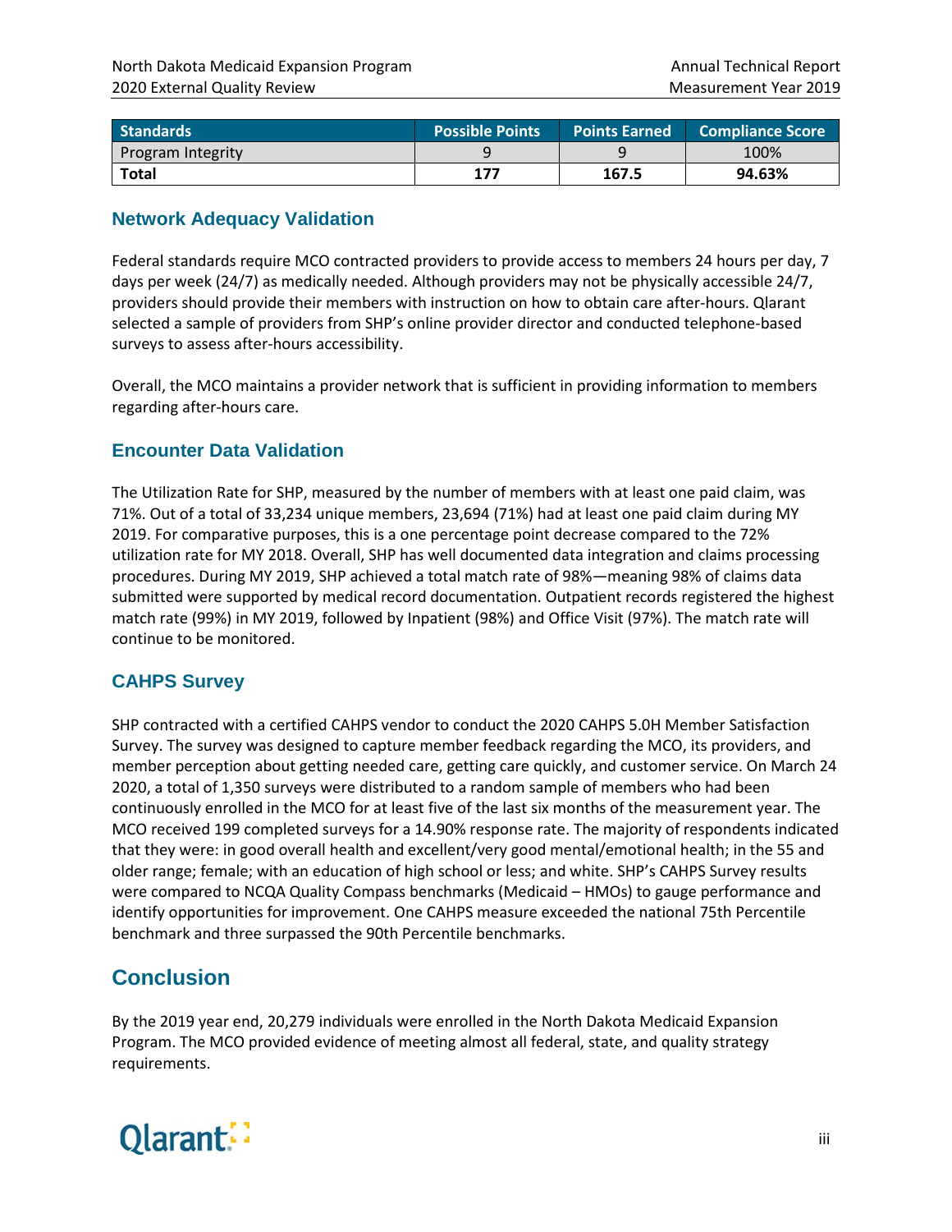| Standards | Possible Points | Points Earned | Compliance Score |
|---|---|---|---|
| Program Integrity | 9 | 9 | 100% |
| **Total** | **177** | **167.5** | **94.63%** |

### Network Adequacy Validation

Federal standards require MCO contracted providers to provide access to members 24 hours per day, 7 days per week (24/7) as medically needed. Although providers may not be physically accessible 24/7, providers should provide their members with instruction on how to obtain care after-hours. Qlarant selected a sample of providers from SHP's online provider director and conducted telephone-based surveys to assess after-hours accessibility.

Overall, the MCO maintains a provider network that is sufficient in providing information to members regarding after-hours care.

### Encounter Data Validation

The Utilization Rate for SHP, measured by the number of members with at least one paid claim, was 71%. Out of a total of 33,234 unique members, 23,694 (71%) had at least one paid claim during MY 2019. For comparative purposes, this is a one percentage point decrease compared to the 72% utilization rate for MY 2018. Overall, SHP has well documented data integration and claims processing procedures. During MY 2019, SHP achieved a total match rate of 98%—meaning 98% of claims data submitted were supported by medical record documentation. Outpatient records registered the highest match rate (99%) in MY 2019, followed by Inpatient (98%) and Office Visit (97%). The match rate will continue to be monitored.

### CAHPS Survey

SHP contracted with a certified CAHPS vendor to conduct the 2020 CAHPS 5.0H Member Satisfaction Survey. The survey was designed to capture member feedback regarding the MCO, its providers, and member perception about getting needed care, getting care quickly, and customer service. On March 24 2020, a total of 1,350 surveys were distributed to a random sample of members who had been continuously enrolled in the MCO for at least five of the last six months of the measurement year. The MCO received 199 completed surveys for a 14.90% response rate. The majority of respondents indicated that they were: in good overall health and excellent/very good mental/emotional health; in the 55 and older range; female; with an education of high school or less; and white. SHP's CAHPS Survey results were compared to NCQA Quality Compass benchmarks (Medicaid – HMOs) to gauge performance and identify opportunities for improvement. One CAHPS measure exceeded the national 75th Percentile benchmark and three surpassed the 90th Percentile benchmarks.

## Conclusion

By the 2019 year end, 20,279 individuals were enrolled in the North Dakota Medicaid Expansion Program. The MCO provided evidence of meeting almost all federal, state, and quality strategy requirements.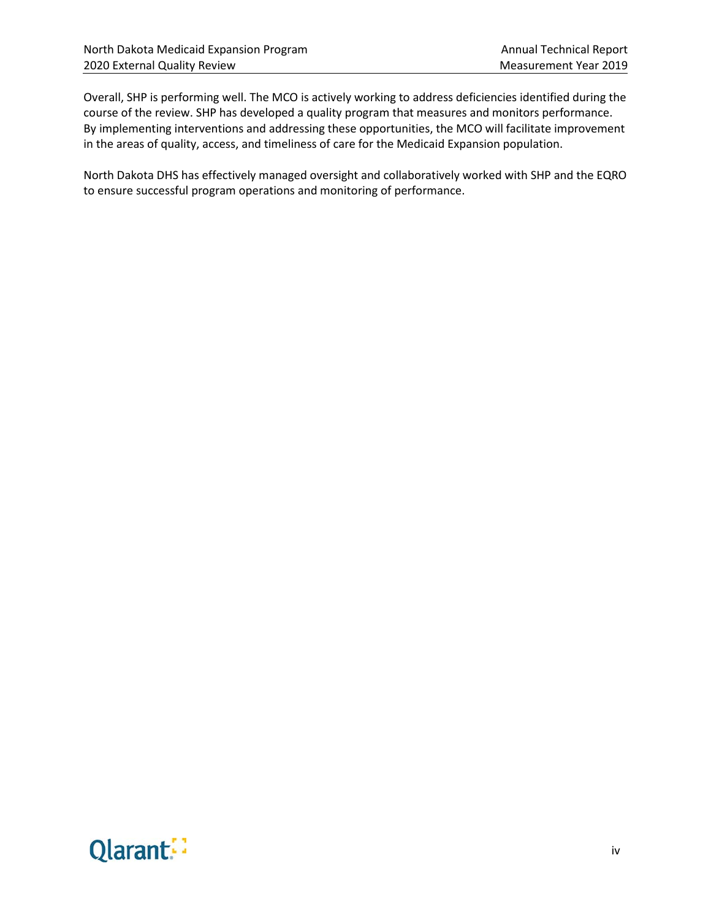Overall, SHP is performing well. The MCO is actively working to address deficiencies identified during the course of the review. SHP has developed a quality program that measures and monitors performance. By implementing interventions and addressing these opportunities, the MCO will facilitate improvement in the areas of quality, access, and timeliness of care for the Medicaid Expansion population.

North Dakota DHS has effectively managed oversight and collaboratively worked with SHP and the EQRO to ensure successful program operations and monitoring of performance.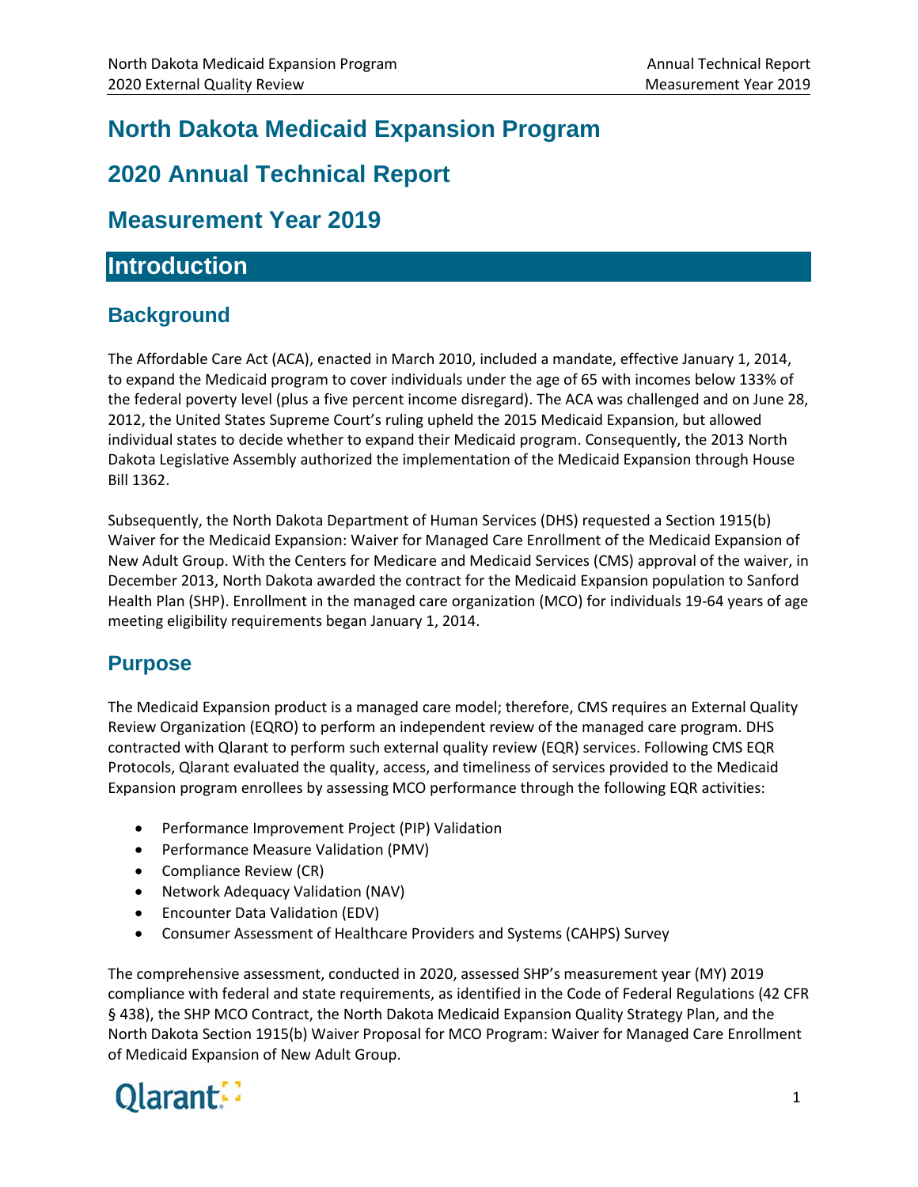# North Dakota Medicaid Expansion Program

# 2020 Annual Technical Report

# Measurement Year 2019

## Introduction

### Background

The Affordable Care Act (ACA), enacted in March 2010, included a mandate, effective January 1, 2014, to expand the Medicaid program to cover individuals under the age of 65 with incomes below 133% of the federal poverty level (plus a five percent income disregard). The ACA was challenged and on June 28, 2012, the United States Supreme Court's ruling upheld the 2015 Medicaid Expansion, but allowed individual states to decide whether to expand their Medicaid program. Consequently, the 2013 North Dakota Legislative Assembly authorized the implementation of the Medicaid Expansion through House Bill 1362.

Subsequently, the North Dakota Department of Human Services (DHS) requested a Section 1915(b) Waiver for the Medicaid Expansion: Waiver for Managed Care Enrollment of the Medicaid Expansion of New Adult Group. With the Centers for Medicare and Medicaid Services (CMS) approval of the waiver, in December 2013, North Dakota awarded the contract for the Medicaid Expansion population to Sanford Health Plan (SHP). Enrollment in the managed care organization (MCO) for individuals 19-64 years of age meeting eligibility requirements began January 1, 2014.

### Purpose

The Medicaid Expansion product is a managed care model; therefore, CMS requires an External Quality Review Organization (EQRO) to perform an independent review of the managed care program. DHS contracted with Qlarant to perform such external quality review (EQR) services. Following CMS EQR Protocols, Qlarant evaluated the quality, access, and timeliness of services provided to the Medicaid Expansion program enrollees by assessing MCO performance through the following EQR activities:

- Performance Improvement Project (PIP) Validation
- Performance Measure Validation (PMV)
- Compliance Review (CR)
- Network Adequacy Validation (NAV)
- Encounter Data Validation (EDV)
- Consumer Assessment of Healthcare Providers and Systems (CAHPS) Survey

The comprehensive assessment, conducted in 2020, assessed SHP's measurement year (MY) 2019 compliance with federal and state requirements, as identified in the Code of Federal Regulations (42 CFR § 438), the SHP MCO Contract, the North Dakota Medicaid Expansion Quality Strategy Plan, and the North Dakota Section 1915(b) Waiver Proposal for MCO Program: Waiver for Managed Care Enrollment of Medicaid Expansion of New Adult Group.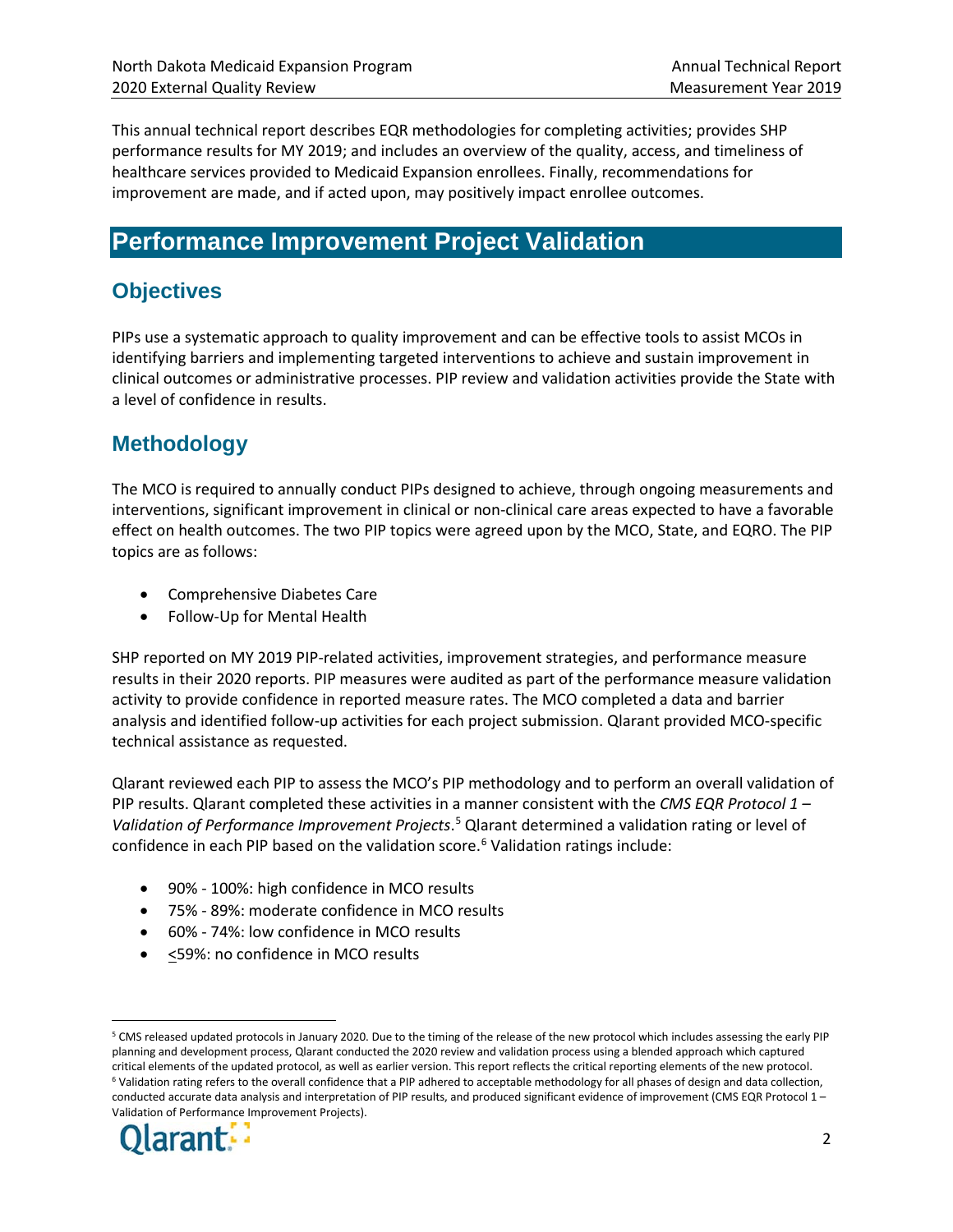This annual technical report describes EQR methodologies for completing activities; provides SHP performance results for MY 2019; and includes an overview of the quality, access, and timeliness of healthcare services provided to Medicaid Expansion enrollees. Finally, recommendations for improvement are made, and if acted upon, may positively impact enrollee outcomes.

# Performance Improvement Project Validation

## Objectives

PIPs use a systematic approach to quality improvement and can be effective tools to assist MCOs in identifying barriers and implementing targeted interventions to achieve and sustain improvement in clinical outcomes or administrative processes. PIP review and validation activities provide the State with a level of confidence in results.

## Methodology

The MCO is required to annually conduct PIPs designed to achieve, through ongoing measurements and interventions, significant improvement in clinical or non-clinical care areas expected to have a favorable effect on health outcomes. The two PIP topics were agreed upon by the MCO, State, and EQRO. The PIP topics are as follows:

- Comprehensive Diabetes Care
- Follow-Up for Mental Health

SHP reported on MY 2019 PIP-related activities, improvement strategies, and performance measure results in their 2020 reports. PIP measures were audited as part of the performance measure validation activity to provide confidence in reported measure rates. The MCO completed a data and barrier analysis and identified follow-up activities for each project submission. Qlarant provided MCO-specific technical assistance as requested.

Qlarant reviewed each PIP to assess the MCO's PIP methodology and to perform an overall validation of PIP results. Qlarant completed these activities in a manner consistent with the *CMS EQR Protocol 1 – Validation of Performance Improvement Projects*.[5] Qlarant determined a validation rating or level of confidence in each PIP based on the validation score.[6] Validation ratings include:

- 90% - 100%: high confidence in MCO results
- 75% - 89%: moderate confidence in MCO results
- 60% - 74%: low confidence in MCO results
- ≤59%: no confidence in MCO results

[5] CMS released updated protocols in January 2020. Due to the timing of the release of the new protocol which includes assessing the early PIP planning and development process, Qlarant conducted the 2020 review and validation process using a blended approach which captured critical elements of the updated protocol, as well as earlier version. This report reflects the critical reporting elements of the new protocol.

[6] Validation rating refers to the overall confidence that a PIP adhered to acceptable methodology for all phases of design and data collection, conducted accurate data analysis and interpretation of PIP results, and produced significant evidence of improvement (CMS EQR Protocol 1 – Validation of Performance Improvement Projects).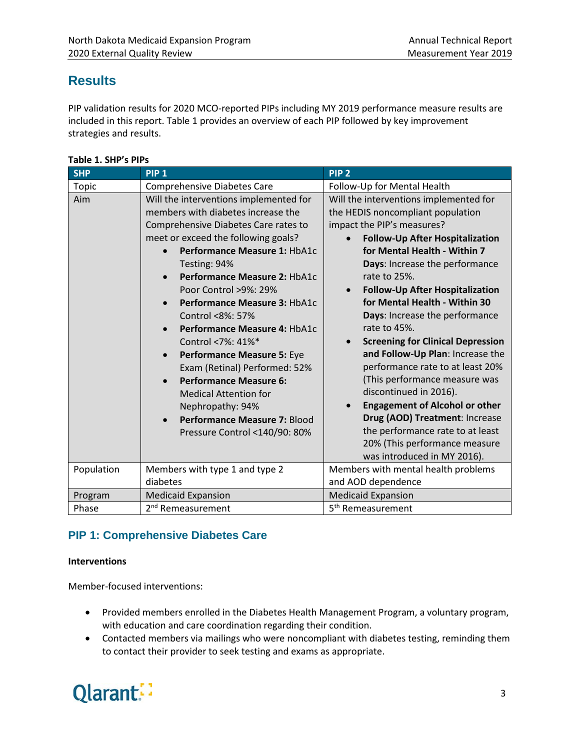# Results

PIP validation results for 2020 MCO-reported PIPs including MY 2019 performance measure results are included in this report. Table 1 provides an overview of each PIP followed by key improvement strategies and results.

**Table 1. SHP's PIPs**

| SHP | PIP 1 | PIP 2 |
|---|---|---|
| Topic | Comprehensive Diabetes Care | Follow-Up for Mental Health |
| Aim | Will the interventions implemented for members with diabetes increase the Comprehensive Diabetes Care rates to meet or exceed the following goals?<br>• **Performance Measure 1:** HbA1c Testing: 94%<br>• **Performance Measure 2:** HbA1c Poor Control >9%: 29%<br>• **Performance Measure 3:** HbA1c Control <8%: 57%<br>• **Performance Measure 4:** HbA1c Control <7%: 41%*<br>• **Performance Measure 5:** Eye Exam (Retinal) Performed: 52%<br>• **Performance Measure 6:** Medical Attention for Nephropathy: 94%<br>• **Performance Measure 7:** Blood Pressure Control <140/90: 80% | Will the interventions implemented for the HEDIS noncompliant population impact the PIP's measures?<br>• **Follow-Up After Hospitalization for Mental Health - Within 7 Days**: Increase the performance rate to 25%.<br>• **Follow-Up After Hospitalization for Mental Health - Within 30 Days**: Increase the performance rate to 45%.<br>• **Screening for Clinical Depression and Follow-Up Plan**: Increase the performance rate to at least 20% (This performance measure was discontinued in 2016).<br>• **Engagement of Alcohol or other Drug (AOD) Treatment**: Increase the performance rate to at least 20% (This performance measure was introduced in MY 2016). |
| Population | Members with type 1 and type 2 diabetes | Members with mental health problems and AOD dependence |
| Program | Medicaid Expansion | Medicaid Expansion |
| Phase | 2nd Remeasurement | 5th Remeasurement |

## PIP 1: Comprehensive Diabetes Care

**Interventions**

Member-focused interventions:

- Provided members enrolled in the Diabetes Health Management Program, a voluntary program, with education and care coordination regarding their condition.
- Contacted members via mailings who were noncompliant with diabetes testing, reminding them to contact their provider to seek testing and exams as appropriate.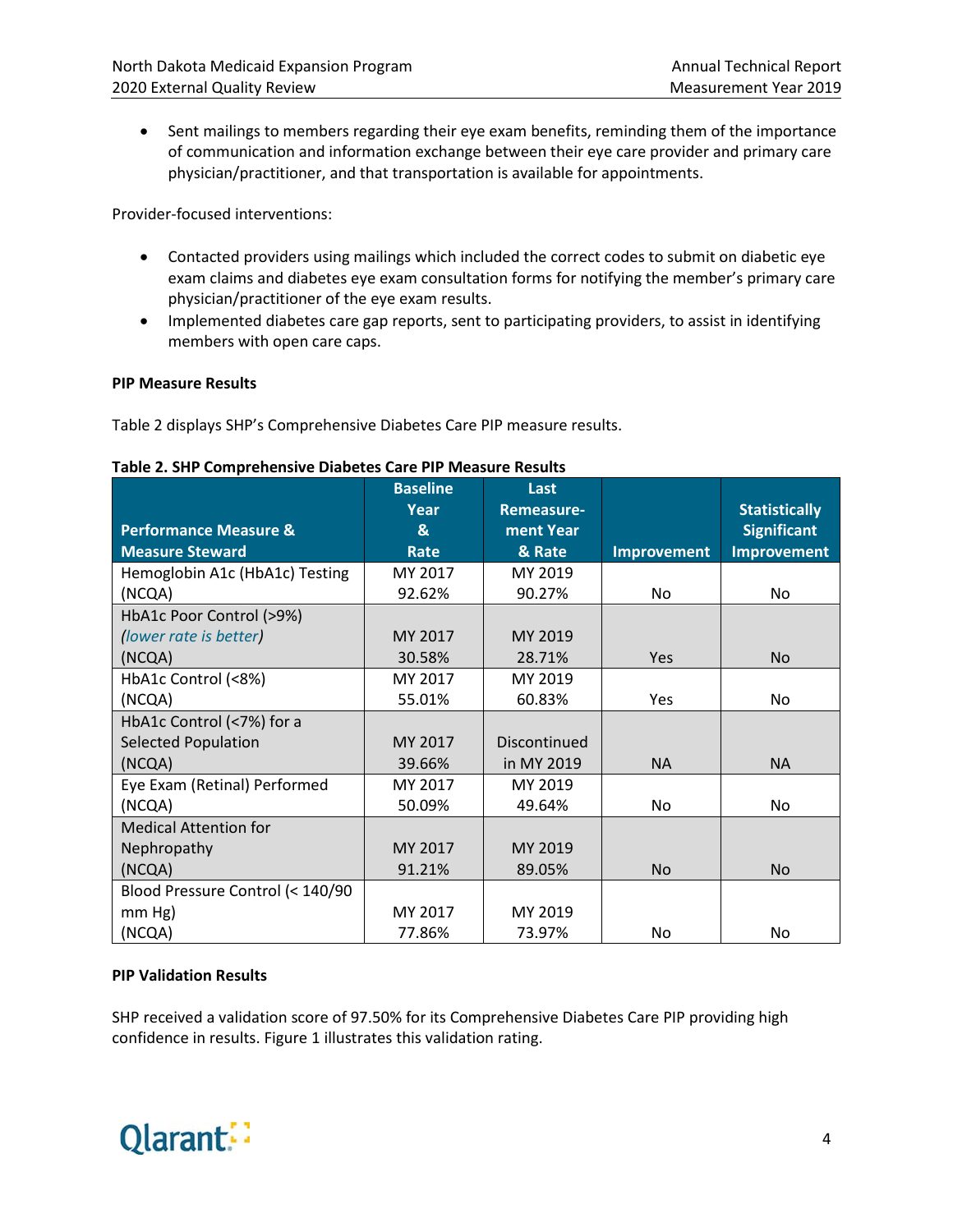- Sent mailings to members regarding their eye exam benefits, reminding them of the importance of communication and information exchange between their eye care provider and primary care physician/practitioner, and that transportation is available for appointments.

Provider-focused interventions:

- Contacted providers using mailings which included the correct codes to submit on diabetic eye exam claims and diabetes eye exam consultation forms for notifying the member's primary care physician/practitioner of the eye exam results.
- Implemented diabetes care gap reports, sent to participating providers, to assist in identifying members with open care caps.

**PIP Measure Results**

Table 2 displays SHP's Comprehensive Diabetes Care PIP measure results.

**Table 2. SHP Comprehensive Diabetes Care PIP Measure Results**

| Performance Measure & Measure Steward | Baseline Year & Rate | Last Remeasurement Year & Rate | Improvement | Statistically Significant Improvement |
|---|---|---|---|---|
| Hemoglobin A1c (HbA1c) Testing (NCQA) | MY 2017 92.62% | MY 2019 90.27% | No | No |
| HbA1c Poor Control (>9%) *(lower rate is better)* (NCQA) | MY 2017 30.58% | MY 2019 28.71% | Yes | No |
| HbA1c Control (<8%) (NCQA) | MY 2017 55.01% | MY 2019 60.83% | Yes | No |
| HbA1c Control (<7%) for a Selected Population (NCQA) | MY 2017 39.66% | Discontinued in MY 2019 | NA | NA |
| Eye Exam (Retinal) Performed (NCQA) | MY 2017 50.09% | MY 2019 49.64% | No | No |
| Medical Attention for Nephropathy (NCQA) | MY 2017 91.21% | MY 2019 89.05% | No | No |
| Blood Pressure Control (< 140/90 mm Hg) (NCQA) | MY 2017 77.86% | MY 2019 73.97% | No | No |

**PIP Validation Results**

SHP received a validation score of 97.50% for its Comprehensive Diabetes Care PIP providing high confidence in results. Figure 1 illustrates this validation rating.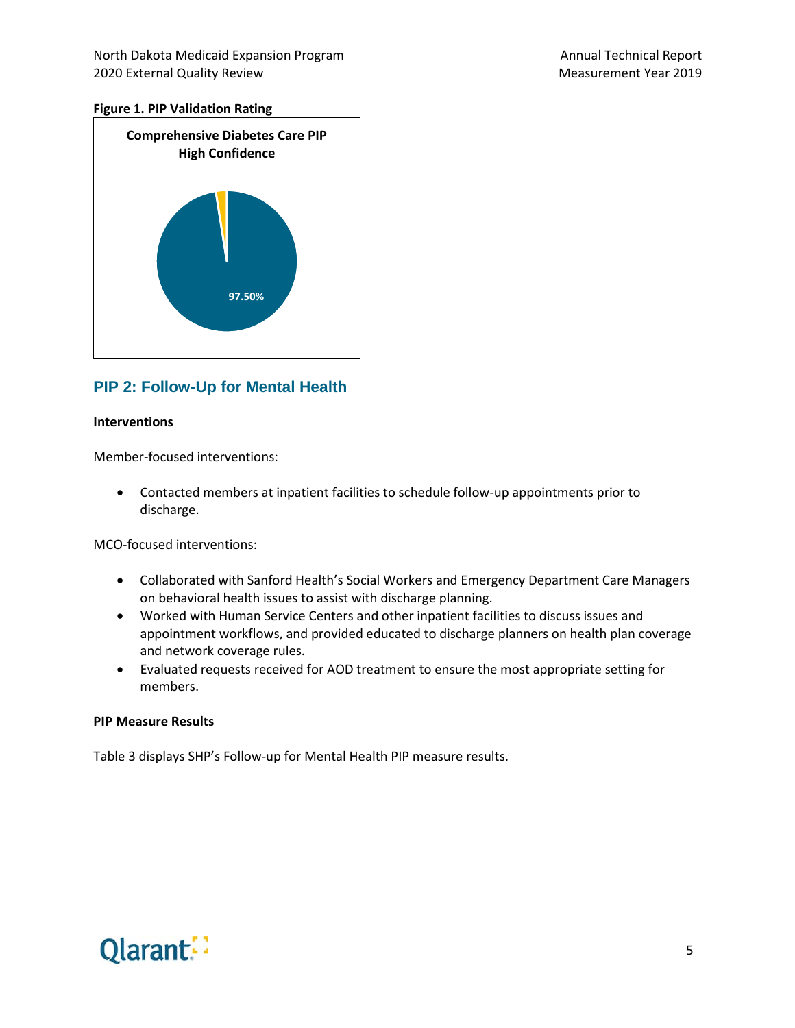**Figure 1. PIP Validation Rating**

Comprehensive Diabetes Care PIP
High Confidence

97.50%

## PIP 2: Follow-Up for Mental Health

**Interventions**

Member-focused interventions:

- Contacted members at inpatient facilities to schedule follow-up appointments prior to discharge.

MCO-focused interventions:

- Collaborated with Sanford Health's Social Workers and Emergency Department Care Managers on behavioral health issues to assist with discharge planning.
- Worked with Human Service Centers and other inpatient facilities to discuss issues and appointment workflows, and provided educated to discharge planners on health plan coverage and network coverage rules.
- Evaluated requests received for AOD treatment to ensure the most appropriate setting for members.

**PIP Measure Results**

Table 3 displays SHP's Follow-up for Mental Health PIP measure results.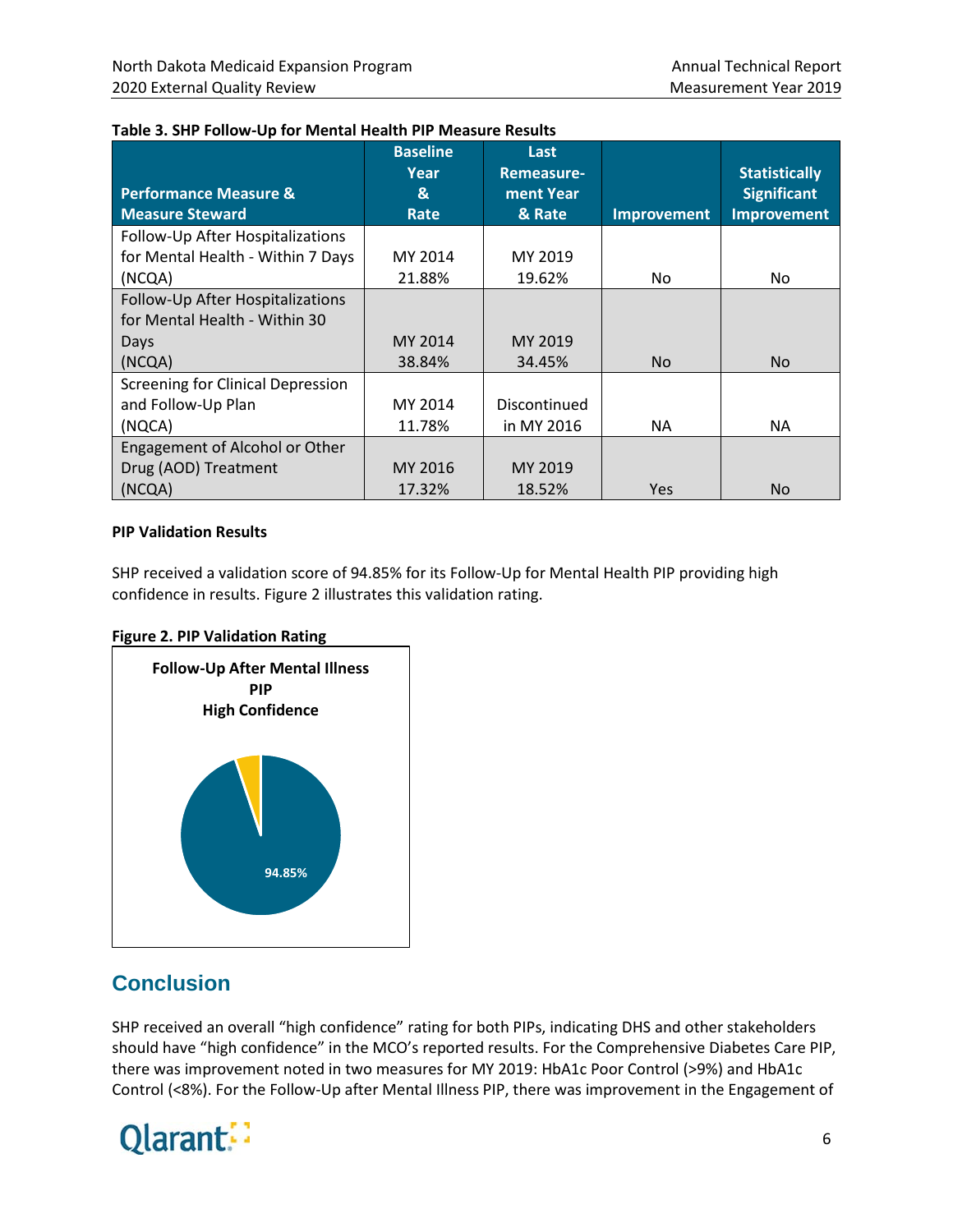**Table 3. SHP Follow-Up for Mental Health PIP Measure Results**

| Performance Measure & Measure Steward | Baseline Year & Rate | Last Remeasure-ment Year & Rate | Improvement | Statistically Significant Improvement |
|---|---|---|---|---|
| Follow-Up After Hospitalizations for Mental Health - Within 7 Days (NCQA) | MY 2014 21.88% | MY 2019 19.62% | No | No |
| Follow-Up After Hospitalizations for Mental Health - Within 30 Days (NCQA) | MY 2014 38.84% | MY 2019 34.45% | No | No |
| Screening for Clinical Depression and Follow-Up Plan (NQCA) | MY 2014 11.78% | Discontinued in MY 2016 | NA | NA |
| Engagement of Alcohol or Other Drug (AOD) Treatment (NCQA) | MY 2016 17.32% | MY 2019 18.52% | Yes | No |

**PIP Validation Results**

SHP received a validation score of 94.85% for its Follow-Up for Mental Health PIP providing high confidence in results. Figure 2 illustrates this validation rating.

**Figure 2. PIP Validation Rating**

**Follow-Up After Mental Illness PIP**
**High Confidence**

94.85%

## Conclusion

SHP received an overall "high confidence" rating for both PIPs, indicating DHS and other stakeholders should have "high confidence" in the MCO's reported results. For the Comprehensive Diabetes Care PIP, there was improvement noted in two measures for MY 2019: HbA1c Poor Control (>9%) and HbA1c Control (<8%). For the Follow-Up after Mental Illness PIP, there was improvement in the Engagement of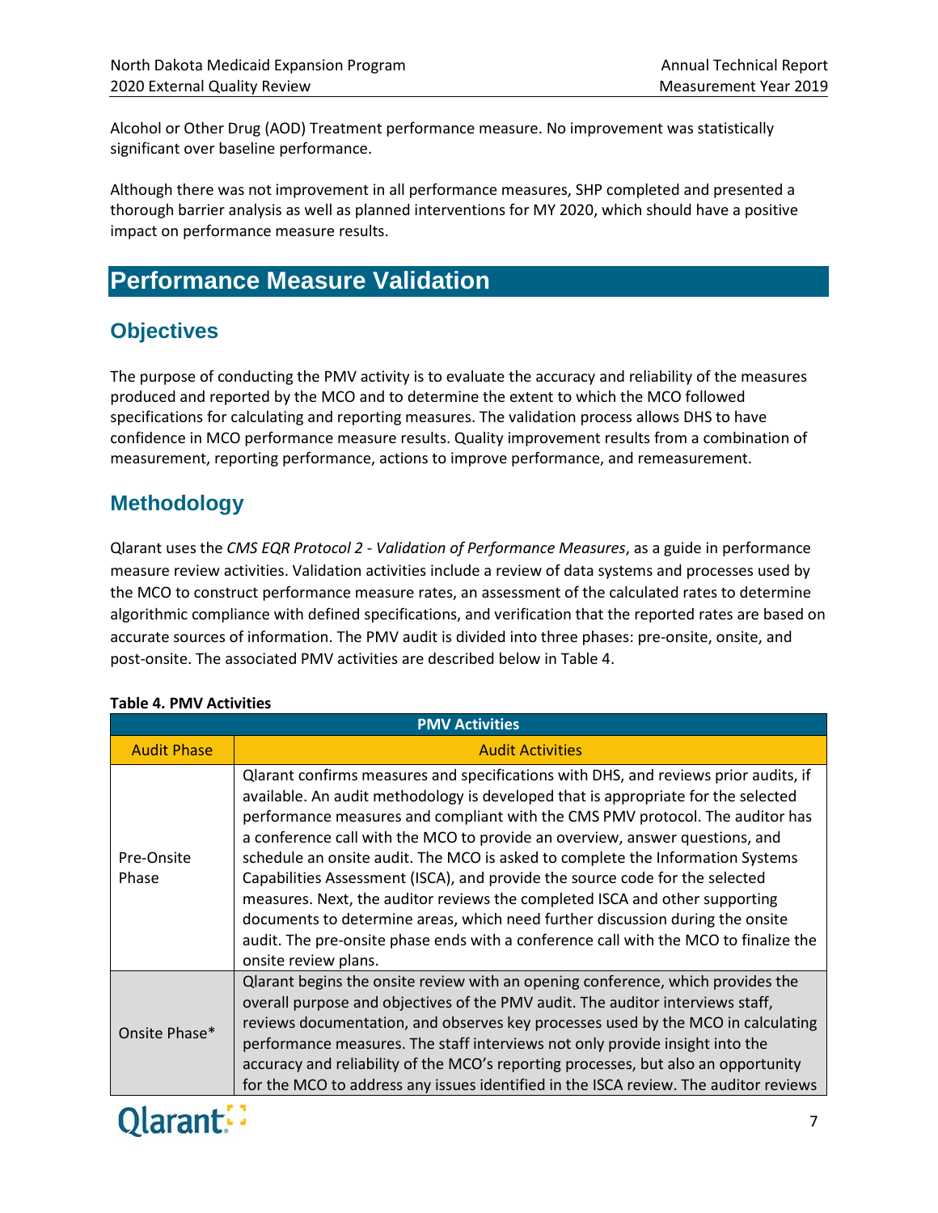Alcohol or Other Drug (AOD) Treatment performance measure. No improvement was statistically significant over baseline performance.

Although there was not improvement in all performance measures, SHP completed and presented a thorough barrier analysis as well as planned interventions for MY 2020, which should have a positive impact on performance measure results.

# Performance Measure Validation

## Objectives

The purpose of conducting the PMV activity is to evaluate the accuracy and reliability of the measures produced and reported by the MCO and to determine the extent to which the MCO followed specifications for calculating and reporting measures. The validation process allows DHS to have confidence in MCO performance measure results. Quality improvement results from a combination of measurement, reporting performance, actions to improve performance, and remeasurement.

## Methodology

Qlarant uses the *CMS EQR Protocol 2 - Validation of Performance Measures*, as a guide in performance measure review activities. Validation activities include a review of data systems and processes used by the MCO to construct performance measure rates, an assessment of the calculated rates to determine algorithmic compliance with defined specifications, and verification that the reported rates are based on accurate sources of information. The PMV audit is divided into three phases: pre-onsite, onsite, and post-onsite. The associated PMV activities are described below in Table 4.

**Table 4. PMV Activities**

| PMV Activities | |
|---|---|
| Audit Phase | Audit Activities |
| Pre-Onsite Phase | Qlarant confirms measures and specifications with DHS, and reviews prior audits, if available. An audit methodology is developed that is appropriate for the selected performance measures and compliant with the CMS PMV protocol. The auditor has a conference call with the MCO to provide an overview, answer questions, and schedule an onsite audit. The MCO is asked to complete the Information Systems Capabilities Assessment (ISCA), and provide the source code for the selected measures. Next, the auditor reviews the completed ISCA and other supporting documents to determine areas, which need further discussion during the onsite audit. The pre-onsite phase ends with a conference call with the MCO to finalize the onsite review plans. |
| Onsite Phase* | Qlarant begins the onsite review with an opening conference, which provides the overall purpose and objectives of the PMV audit. The auditor interviews staff, reviews documentation, and observes key processes used by the MCO in calculating performance measures. The staff interviews not only provide insight into the accuracy and reliability of the MCO's reporting processes, but also an opportunity for the MCO to address any issues identified in the ISCA review. The auditor reviews |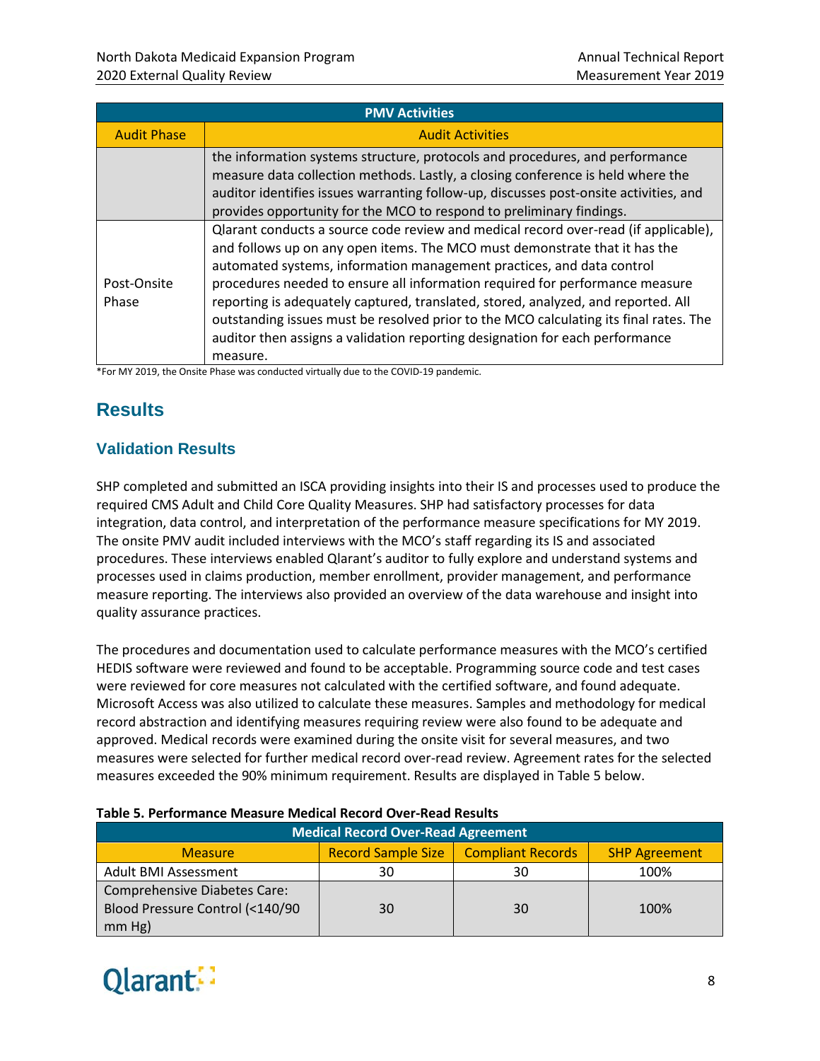| PMV Activities | |
|---|---|
| Audit Phase | Audit Activities |
| | the information systems structure, protocols and procedures, and performance measure data collection methods. Lastly, a closing conference is held where the auditor identifies issues warranting follow-up, discusses post-onsite activities, and provides opportunity for the MCO to respond to preliminary findings. |
| Post-Onsite Phase | Qlarant conducts a source code review and medical record over-read (if applicable), and follows up on any open items. The MCO must demonstrate that it has the automated systems, information management practices, and data control procedures needed to ensure all information required for performance measure reporting is adequately captured, translated, stored, analyzed, and reported. All outstanding issues must be resolved prior to the MCO calculating its final rates. The auditor then assigns a validation reporting designation for each performance measure. |

*For MY 2019, the Onsite Phase was conducted virtually due to the COVID-19 pandemic.

## Results

### Validation Results

SHP completed and submitted an ISCA providing insights into their IS and processes used to produce the required CMS Adult and Child Core Quality Measures. SHP had satisfactory processes for data integration, data control, and interpretation of the performance measure specifications for MY 2019. The onsite PMV audit included interviews with the MCO's staff regarding its IS and associated procedures. These interviews enabled Qlarant's auditor to fully explore and understand systems and processes used in claims production, member enrollment, provider management, and performance measure reporting. The interviews also provided an overview of the data warehouse and insight into quality assurance practices.

The procedures and documentation used to calculate performance measures with the MCO's certified HEDIS software were reviewed and found to be acceptable. Programming source code and test cases were reviewed for core measures not calculated with the certified software, and found adequate. Microsoft Access was also utilized to calculate these measures. Samples and methodology for medical record abstraction and identifying measures requiring review were also found to be adequate and approved. Medical records were examined during the onsite visit for several measures, and two measures were selected for further medical record over-read review. Agreement rates for the selected measures exceeded the 90% minimum requirement. Results are displayed in Table 5 below.

**Table 5. Performance Measure Medical Record Over-Read Results**

| Medical Record Over-Read Agreement | | | |
|---|---|---|---|
| Measure | Record Sample Size | Compliant Records | SHP Agreement |
| Adult BMI Assessment | 30 | 30 | 100% |
| Comprehensive Diabetes Care: Blood Pressure Control (<140/90 mm Hg) | 30 | 30 | 100% |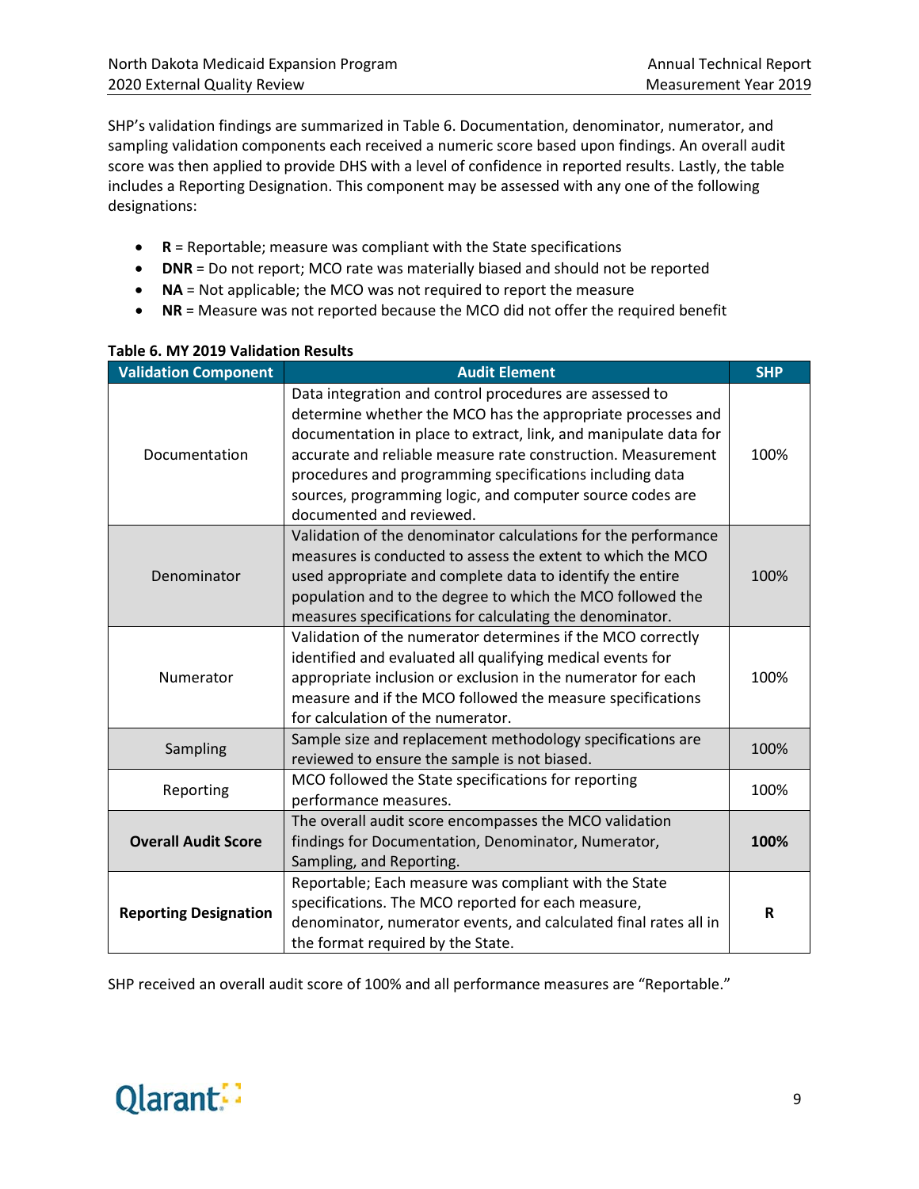SHP's validation findings are summarized in Table 6. Documentation, denominator, numerator, and sampling validation components each received a numeric score based upon findings. An overall audit score was then applied to provide DHS with a level of confidence in reported results. Lastly, the table includes a Reporting Designation. This component may be assessed with any one of the following designations:

- **R** = Reportable; measure was compliant with the State specifications
- **DNR** = Do not report; MCO rate was materially biased and should not be reported
- **NA** = Not applicable; the MCO was not required to report the measure
- **NR** = Measure was not reported because the MCO did not offer the required benefit

**Table 6. MY 2019 Validation Results**

| Validation Component | Audit Element | SHP |
|---|---|---|
| Documentation | Data integration and control procedures are assessed to determine whether the MCO has the appropriate processes and documentation in place to extract, link, and manipulate data for accurate and reliable measure rate construction. Measurement procedures and programming specifications including data sources, programming logic, and computer source codes are documented and reviewed. | 100% |
| Denominator | Validation of the denominator calculations for the performance measures is conducted to assess the extent to which the MCO used appropriate and complete data to identify the entire population and to the degree to which the MCO followed the measures specifications for calculating the denominator. | 100% |
| Numerator | Validation of the numerator determines if the MCO correctly identified and evaluated all qualifying medical events for appropriate inclusion or exclusion in the numerator for each measure and if the MCO followed the measure specifications for calculation of the numerator. | 100% |
| Sampling | Sample size and replacement methodology specifications are reviewed to ensure the sample is not biased. | 100% |
| Reporting | MCO followed the State specifications for reporting performance measures. | 100% |
| **Overall Audit Score** | The overall audit score encompasses the MCO validation findings for Documentation, Denominator, Numerator, Sampling, and Reporting. | **100%** |
| **Reporting Designation** | Reportable; Each measure was compliant with the State specifications. The MCO reported for each measure, denominator, numerator events, and calculated final rates all in the format required by the State. | **R** |

SHP received an overall audit score of 100% and all performance measures are "Reportable."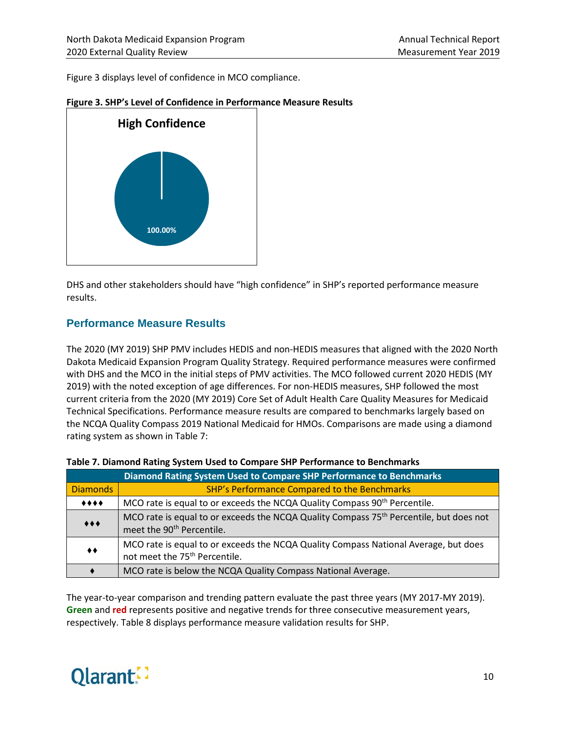Figure 3 displays level of confidence in MCO compliance.

**Figure 3. SHP's Level of Confidence in Performance Measure Results**

**High Confidence**

100.00%

DHS and other stakeholders should have "high confidence" in SHP's reported performance measure results.

## Performance Measure Results

The 2020 (MY 2019) SHP PMV includes HEDIS and non-HEDIS measures that aligned with the 2020 North Dakota Medicaid Expansion Program Quality Strategy. Required performance measures were confirmed with DHS and the MCO in the initial steps of PMV activities. The MCO followed current 2020 HEDIS (MY 2019) with the noted exception of age differences. For non-HEDIS measures, SHP followed the most current criteria from the 2020 (MY 2019) Core Set of Adult Health Care Quality Measures for Medicaid Technical Specifications. Performance measure results are compared to benchmarks largely based on the NCQA Quality Compass 2019 National Medicaid for HMOs. Comparisons are made using a diamond rating system as shown in Table 7:

**Table 7. Diamond Rating System Used to Compare SHP Performance to Benchmarks**

| Diamond Rating System Used to Compare SHP Performance to Benchmarks | |
|---|---|
| Diamonds | SHP's Performance Compared to the Benchmarks |
| ♦♦♦♦ | MCO rate is equal to or exceeds the NCQA Quality Compass 90th Percentile. |
| ♦♦♦ | MCO rate is equal to or exceeds the NCQA Quality Compass 75th Percentile, but does not meet the 90th Percentile. |
| ♦♦ | MCO rate is equal to or exceeds the NCQA Quality Compass National Average, but does not meet the 75th Percentile. |
| ♦ | MCO rate is below the NCQA Quality Compass National Average. |

The year-to-year comparison and trending pattern evaluate the past three years (MY 2017-MY 2019). **Green** and **red** represents positive and negative trends for three consecutive measurement years, respectively. Table 8 displays performance measure validation results for SHP.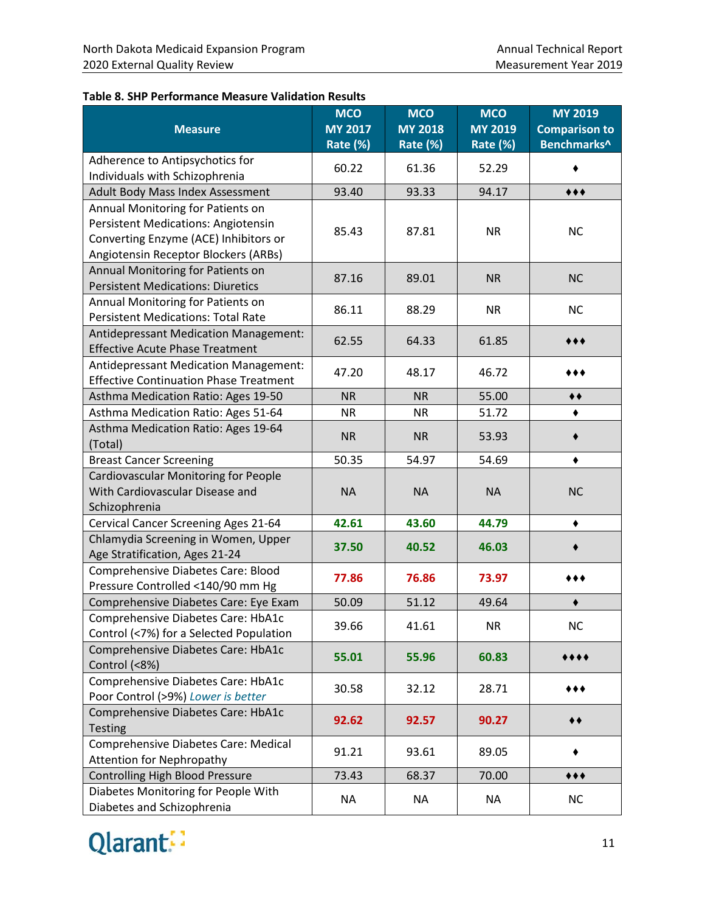**Table 8. SHP Performance Measure Validation Results**

| Measure | MCO MY 2017 Rate (%) | MCO MY 2018 Rate (%) | MCO MY 2019 Rate (%) | MY 2019 Comparison to Benchmarks^ |
|---|---|---|---|---|
| Adherence to Antipsychotics for Individuals with Schizophrenia | 60.22 | 61.36 | 52.29 | ♦ |
| Adult Body Mass Index Assessment | 93.40 | 93.33 | 94.17 | ♦♦♦ |
| Annual Monitoring for Patients on Persistent Medications: Angiotensin Converting Enzyme (ACE) Inhibitors or Angiotensin Receptor Blockers (ARBs) | 85.43 | 87.81 | NR | NC |
| Annual Monitoring for Patients on Persistent Medications: Diuretics | 87.16 | 89.01 | NR | NC |
| Annual Monitoring for Patients on Persistent Medications: Total Rate | 86.11 | 88.29 | NR | NC |
| Antidepressant Medication Management: Effective Acute Phase Treatment | 62.55 | 64.33 | 61.85 | ♦♦♦ |
| Antidepressant Medication Management: Effective Continuation Phase Treatment | 47.20 | 48.17 | 46.72 | ♦♦♦ |
| Asthma Medication Ratio: Ages 19-50 | NR | NR | 55.00 | ♦♦ |
| Asthma Medication Ratio: Ages 51-64 | NR | NR | 51.72 | ♦ |
| Asthma Medication Ratio: Ages 19-64 (Total) | NR | NR | 53.93 | ♦ |
| Breast Cancer Screening | 50.35 | 54.97 | 54.69 | ♦ |
| Cardiovascular Monitoring for People With Cardiovascular Disease and Schizophrenia | NA | NA | NA | NC |
| Cervical Cancer Screening Ages 21-64 | 42.61 | 43.60 | 44.79 | ♦ |
| Chlamydia Screening in Women, Upper Age Stratification, Ages 21-24 | 37.50 | 40.52 | 46.03 | ♦ |
| Comprehensive Diabetes Care: Blood Pressure Controlled <140/90 mm Hg | 77.86 | 76.86 | 73.97 | ♦♦♦ |
| Comprehensive Diabetes Care: Eye Exam | 50.09 | 51.12 | 49.64 | ♦ |
| Comprehensive Diabetes Care: HbA1c Control (<7%) for a Selected Population | 39.66 | 41.61 | NR | NC |
| Comprehensive Diabetes Care: HbA1c Control (<8%) | 55.01 | 55.96 | 60.83 | ♦♦♦♦ |
| Comprehensive Diabetes Care: HbA1c Poor Control (>9%) *Lower is better* | 30.58 | 32.12 | 28.71 | ♦♦♦ |
| Comprehensive Diabetes Care: HbA1c Testing | 92.62 | 92.57 | 90.27 | ♦♦ |
| Comprehensive Diabetes Care: Medical Attention for Nephropathy | 91.21 | 93.61 | 89.05 | ♦ |
| Controlling High Blood Pressure | 73.43 | 68.37 | 70.00 | ♦♦♦ |
| Diabetes Monitoring for People With Diabetes and Schizophrenia | NA | NA | NA | NC |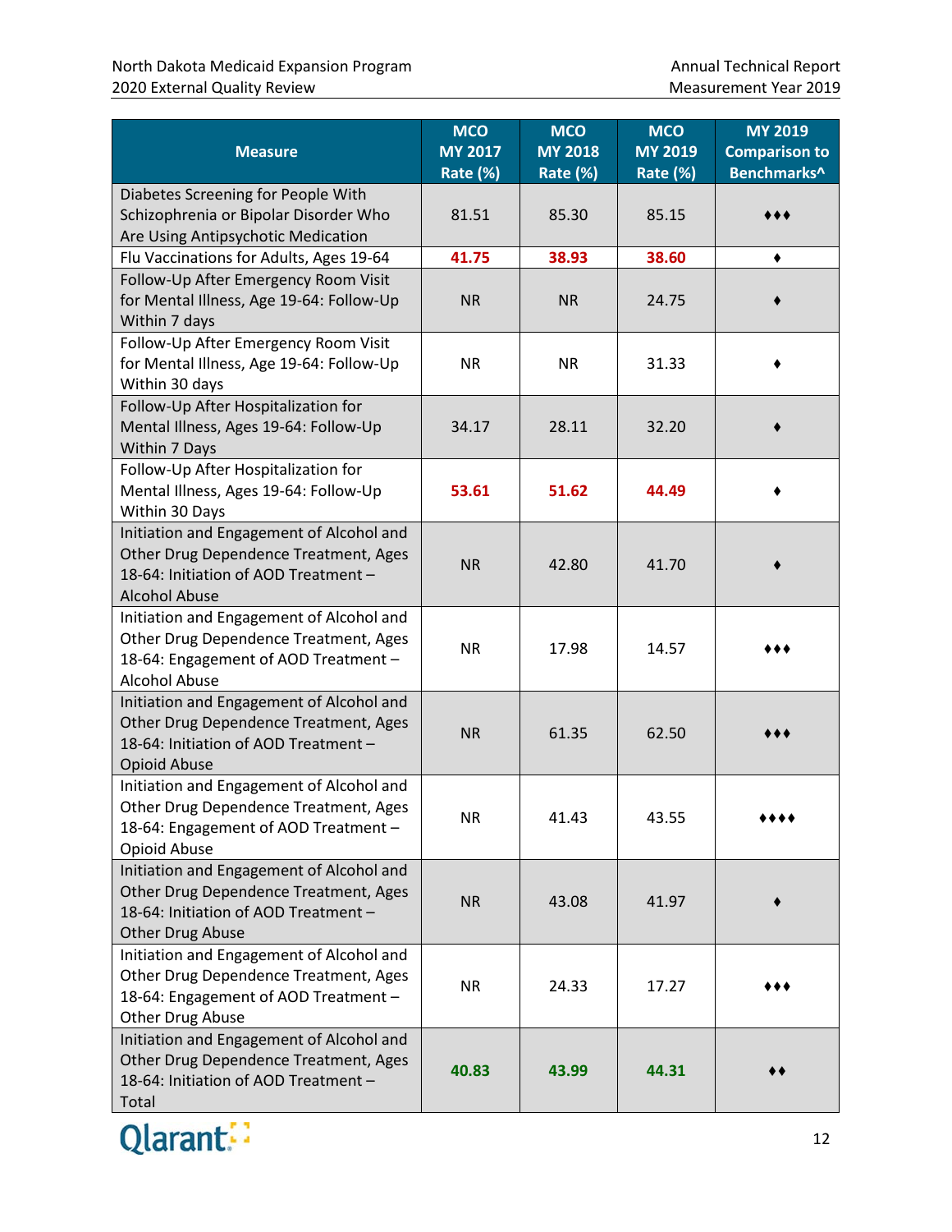| Measure | MCO MY 2017 Rate (%) | MCO MY 2018 Rate (%) | MCO MY 2019 Rate (%) | MY 2019 Comparison to Benchmarks^ |
|---|---|---|---|---|
| Diabetes Screening for People With Schizophrenia or Bipolar Disorder Who Are Using Antipsychotic Medication | 81.51 | 85.30 | 85.15 | ♦♦♦ |
| Flu Vaccinations for Adults, Ages 19-64 | **41.75** | **38.93** | **38.60** | ♦ |
| Follow-Up After Emergency Room Visit for Mental Illness, Age 19-64: Follow-Up Within 7 days | NR | NR | 24.75 | ♦ |
| Follow-Up After Emergency Room Visit for Mental Illness, Age 19-64: Follow-Up Within 30 days | NR | NR | 31.33 | ♦ |
| Follow-Up After Hospitalization for Mental Illness, Ages 19-64: Follow-Up Within 7 Days | 34.17 | 28.11 | 32.20 | ♦ |
| Follow-Up After Hospitalization for Mental Illness, Ages 19-64: Follow-Up Within 30 Days | **53.61** | **51.62** | **44.49** | ♦ |
| Initiation and Engagement of Alcohol and Other Drug Dependence Treatment, Ages 18-64: Initiation of AOD Treatment – Alcohol Abuse | NR | 42.80 | 41.70 | ♦ |
| Initiation and Engagement of Alcohol and Other Drug Dependence Treatment, Ages 18-64: Engagement of AOD Treatment – Alcohol Abuse | NR | 17.98 | 14.57 | ♦♦♦ |
| Initiation and Engagement of Alcohol and Other Drug Dependence Treatment, Ages 18-64: Initiation of AOD Treatment – Opioid Abuse | NR | 61.35 | 62.50 | ♦♦♦ |
| Initiation and Engagement of Alcohol and Other Drug Dependence Treatment, Ages 18-64: Engagement of AOD Treatment – Opioid Abuse | NR | 41.43 | 43.55 | ♦♦♦♦ |
| Initiation and Engagement of Alcohol and Other Drug Dependence Treatment, Ages 18-64: Initiation of AOD Treatment – Other Drug Abuse | NR | 43.08 | 41.97 | ♦ |
| Initiation and Engagement of Alcohol and Other Drug Dependence Treatment, Ages 18-64: Engagement of AOD Treatment – Other Drug Abuse | NR | 24.33 | 17.27 | ♦♦♦ |
| Initiation and Engagement of Alcohol and Other Drug Dependence Treatment, Ages 18-64: Initiation of AOD Treatment – Total | **40.83** | **43.99** | **44.31** | ♦♦ |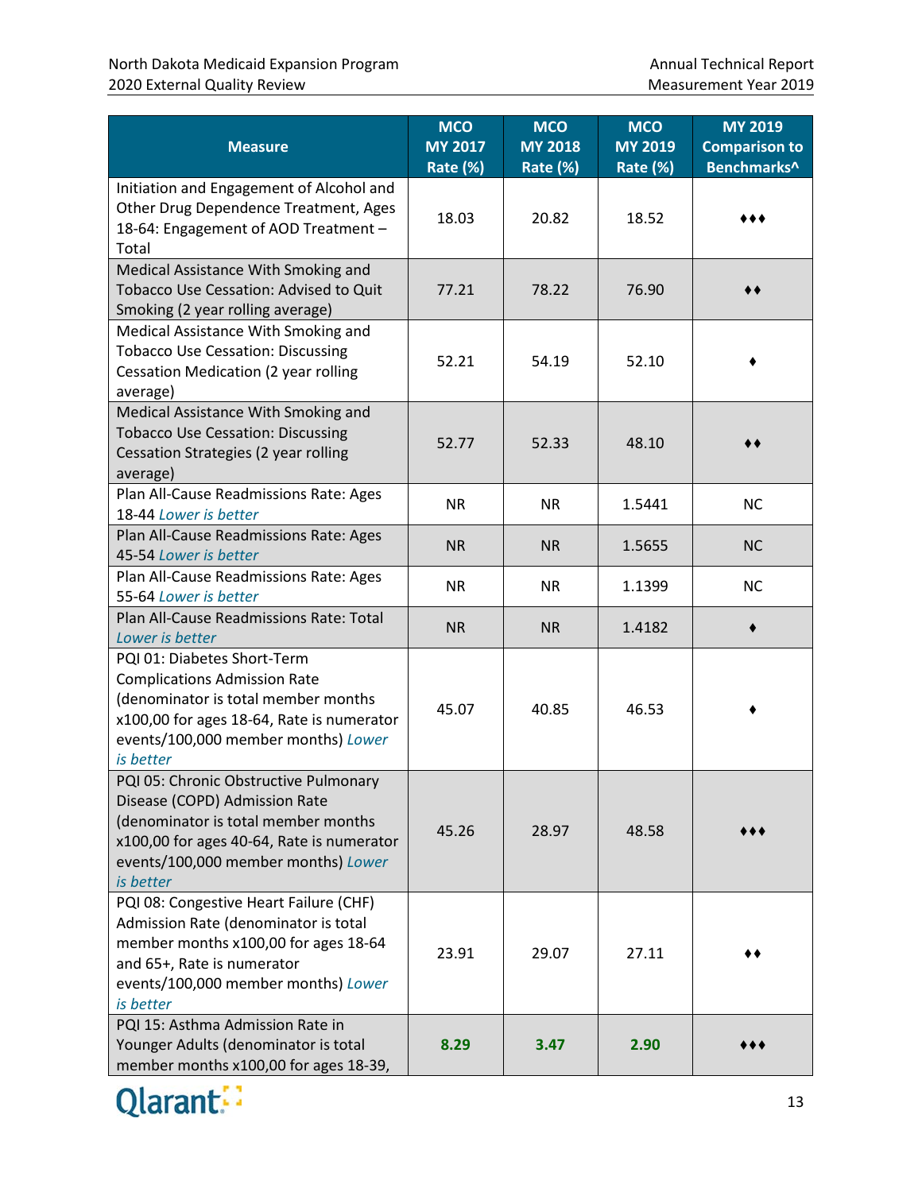| Measure | MCO MY 2017 Rate (%) | MCO MY 2018 Rate (%) | MCO MY 2019 Rate (%) | MY 2019 Comparison to Benchmarks^ |
|---|---|---|---|---|
| Initiation and Engagement of Alcohol and Other Drug Dependence Treatment, Ages 18-64: Engagement of AOD Treatment – Total | 18.03 | 20.82 | 18.52 | ♦♦♦ |
| Medical Assistance With Smoking and Tobacco Use Cessation: Advised to Quit Smoking (2 year rolling average) | 77.21 | 78.22 | 76.90 | ♦♦ |
| Medical Assistance With Smoking and Tobacco Use Cessation: Discussing Cessation Medication (2 year rolling average) | 52.21 | 54.19 | 52.10 | ♦ |
| Medical Assistance With Smoking and Tobacco Use Cessation: Discussing Cessation Strategies (2 year rolling average) | 52.77 | 52.33 | 48.10 | ♦♦ |
| Plan All-Cause Readmissions Rate: Ages 18-44 *Lower is better* | NR | NR | 1.5441 | NC |
| Plan All-Cause Readmissions Rate: Ages 45-54 *Lower is better* | NR | NR | 1.5655 | NC |
| Plan All-Cause Readmissions Rate: Ages 55-64 *Lower is better* | NR | NR | 1.1399 | NC |
| Plan All-Cause Readmissions Rate: Total *Lower is better* | NR | NR | 1.4182 | ♦ |
| PQI 01: Diabetes Short-Term Complications Admission Rate (denominator is total member months x100,00 for ages 18-64, Rate is numerator events/100,000 member months) *Lower is better* | 45.07 | 40.85 | 46.53 | ♦ |
| PQI 05: Chronic Obstructive Pulmonary Disease (COPD) Admission Rate (denominator is total member months x100,00 for ages 40-64, Rate is numerator events/100,000 member months) *Lower is better* | 45.26 | 28.97 | 48.58 | ♦♦♦ |
| PQI 08: Congestive Heart Failure (CHF) Admission Rate (denominator is total member months x100,00 for ages 18-64 and 65+, Rate is numerator events/100,000 member months) *Lower is better* | 23.91 | 29.07 | 27.11 | ♦♦ |
| PQI 15: Asthma Admission Rate in Younger Adults (denominator is total member months x100,00 for ages 18-39, | **8.29** | **3.47** | **2.90** | ♦♦♦ |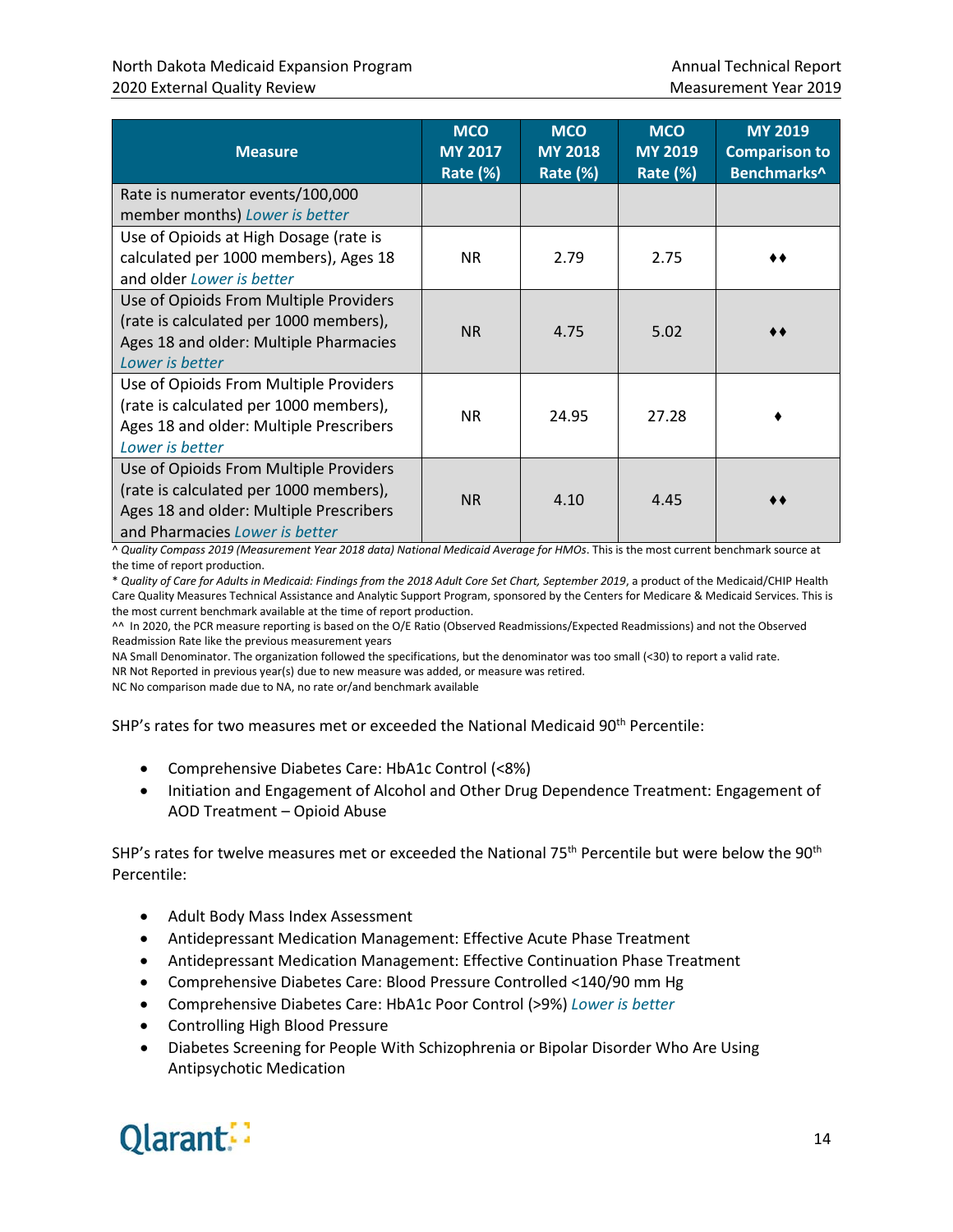| Measure | MCO MY 2017 Rate (%) | MCO MY 2018 Rate (%) | MCO MY 2019 Rate (%) | MY 2019 Comparison to Benchmarks^ |
|---|---|---|---|---|
| Rate is numerator events/100,000 member months) *Lower is better* | | | | |
| Use of Opioids at High Dosage (rate is calculated per 1000 members), Ages 18 and older *Lower is better* | NR | 2.79 | 2.75 | ♦♦ |
| Use of Opioids From Multiple Providers (rate is calculated per 1000 members), Ages 18 and older: Multiple Pharmacies *Lower is better* | NR | 4.75 | 5.02 | ♦♦ |
| Use of Opioids From Multiple Providers (rate is calculated per 1000 members), Ages 18 and older: Multiple Prescribers *Lower is better* | NR | 24.95 | 27.28 | ♦ |
| Use of Opioids From Multiple Providers (rate is calculated per 1000 members), Ages 18 and older: Multiple Prescribers and Pharmacies *Lower is better* | NR | 4.10 | 4.45 | ♦♦ |

^ *Quality Compass 2019 (Measurement Year 2018 data) National Medicaid Average for HMOs*. This is the most current benchmark source at the time of report production.

* *Quality of Care for Adults in Medicaid: Findings from the 2018 Adult Core Set Chart, September 2019*, a product of the Medicaid/CHIP Health Care Quality Measures Technical Assistance and Analytic Support Program, sponsored by the Centers for Medicare & Medicaid Services. This is the most current benchmark available at the time of report production.

^^ In 2020, the PCR measure reporting is based on the O/E Ratio (Observed Readmissions/Expected Readmissions) and not the Observed Readmission Rate like the previous measurement years

NA Small Denominator. The organization followed the specifications, but the denominator was too small (<30) to report a valid rate.

NR Not Reported in previous year(s) due to new measure was added, or measure was retired.

NC No comparison made due to NA, no rate or/and benchmark available

SHP's rates for two measures met or exceeded the National Medicaid 90th Percentile:

- Comprehensive Diabetes Care: HbA1c Control (<8%)
- Initiation and Engagement of Alcohol and Other Drug Dependence Treatment: Engagement of AOD Treatment – Opioid Abuse

SHP's rates for twelve measures met or exceeded the National 75th Percentile but were below the 90th Percentile:

- Adult Body Mass Index Assessment
- Antidepressant Medication Management: Effective Acute Phase Treatment
- Antidepressant Medication Management: Effective Continuation Phase Treatment
- Comprehensive Diabetes Care: Blood Pressure Controlled <140/90 mm Hg
- Comprehensive Diabetes Care: HbA1c Poor Control (>9%) *Lower is better*
- Controlling High Blood Pressure
- Diabetes Screening for People With Schizophrenia or Bipolar Disorder Who Are Using Antipsychotic Medication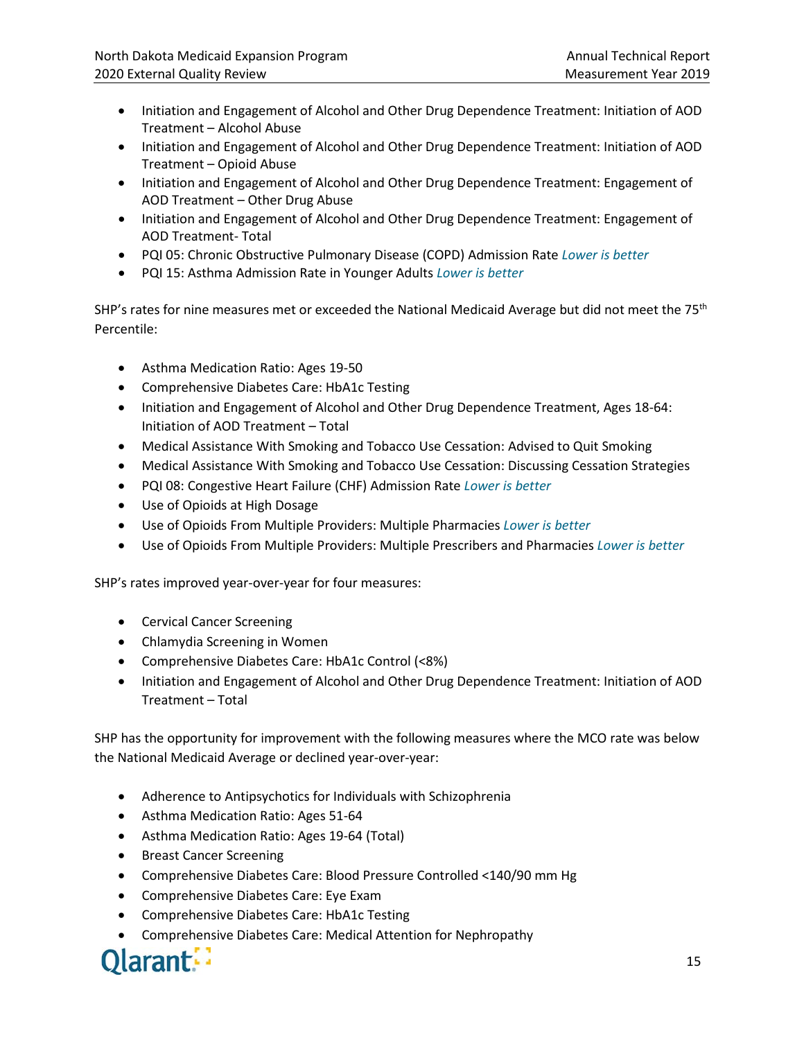- Initiation and Engagement of Alcohol and Other Drug Dependence Treatment: Initiation of AOD Treatment – Alcohol Abuse
- Initiation and Engagement of Alcohol and Other Drug Dependence Treatment: Initiation of AOD Treatment – Opioid Abuse
- Initiation and Engagement of Alcohol and Other Drug Dependence Treatment: Engagement of AOD Treatment – Other Drug Abuse
- Initiation and Engagement of Alcohol and Other Drug Dependence Treatment: Engagement of AOD Treatment- Total
- PQI 05: Chronic Obstructive Pulmonary Disease (COPD) Admission Rate *Lower is better*
- PQI 15: Asthma Admission Rate in Younger Adults *Lower is better*

SHP's rates for nine measures met or exceeded the National Medicaid Average but did not meet the 75th Percentile:

- Asthma Medication Ratio: Ages 19-50
- Comprehensive Diabetes Care: HbA1c Testing
- Initiation and Engagement of Alcohol and Other Drug Dependence Treatment, Ages 18-64: Initiation of AOD Treatment – Total
- Medical Assistance With Smoking and Tobacco Use Cessation: Advised to Quit Smoking
- Medical Assistance With Smoking and Tobacco Use Cessation: Discussing Cessation Strategies
- PQI 08: Congestive Heart Failure (CHF) Admission Rate *Lower is better*
- Use of Opioids at High Dosage
- Use of Opioids From Multiple Providers: Multiple Pharmacies *Lower is better*
- Use of Opioids From Multiple Providers: Multiple Prescribers and Pharmacies *Lower is better*

SHP's rates improved year-over-year for four measures:

- Cervical Cancer Screening
- Chlamydia Screening in Women
- Comprehensive Diabetes Care: HbA1c Control (<8%)
- Initiation and Engagement of Alcohol and Other Drug Dependence Treatment: Initiation of AOD Treatment – Total

SHP has the opportunity for improvement with the following measures where the MCO rate was below the National Medicaid Average or declined year-over-year:

- Adherence to Antipsychotics for Individuals with Schizophrenia
- Asthma Medication Ratio: Ages 51-64
- Asthma Medication Ratio: Ages 19-64 (Total)
- Breast Cancer Screening
- Comprehensive Diabetes Care: Blood Pressure Controlled <140/90 mm Hg
- Comprehensive Diabetes Care: Eye Exam
- Comprehensive Diabetes Care: HbA1c Testing
- Comprehensive Diabetes Care: Medical Attention for Nephropathy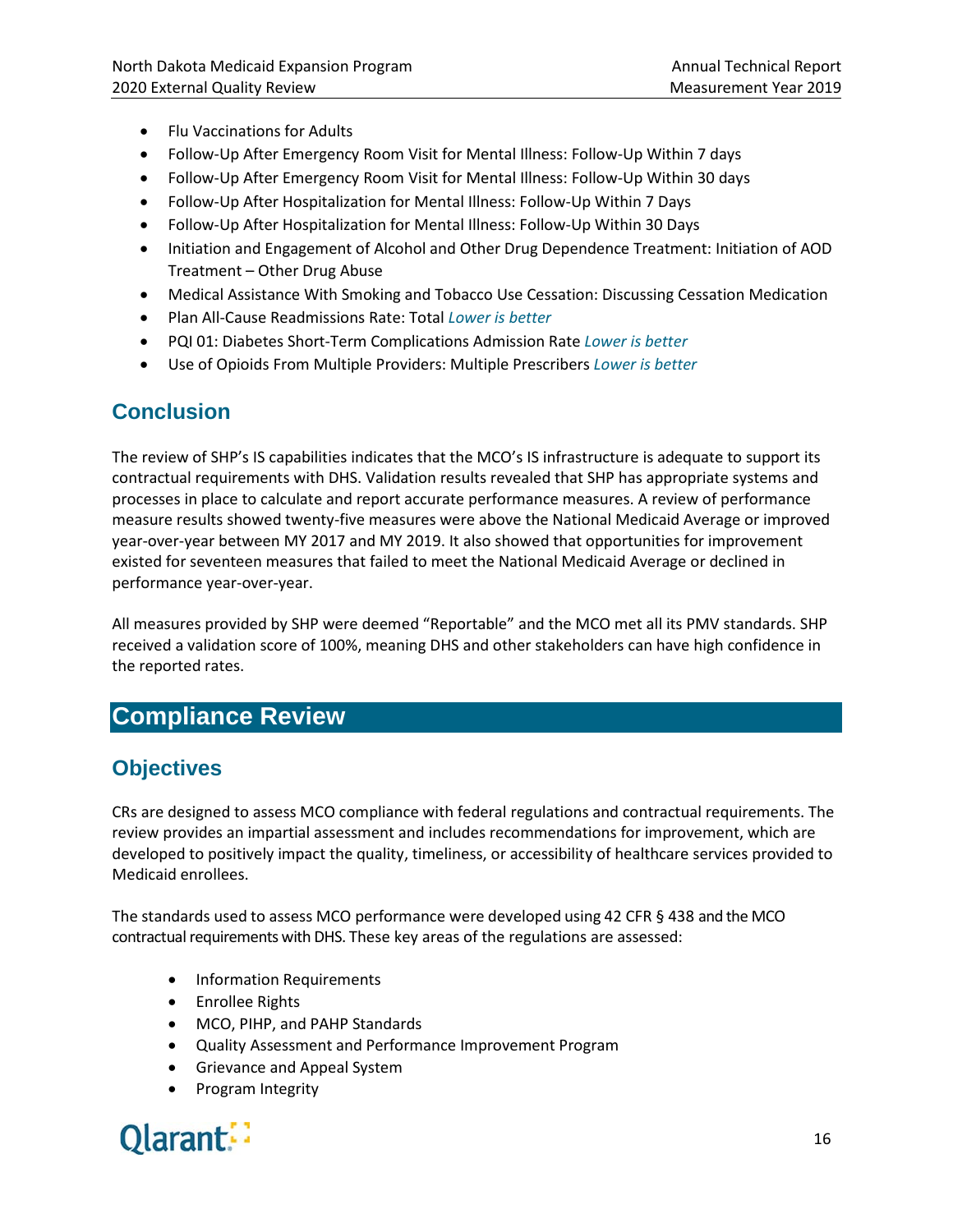- Flu Vaccinations for Adults
- Follow-Up After Emergency Room Visit for Mental Illness: Follow-Up Within 7 days
- Follow-Up After Emergency Room Visit for Mental Illness: Follow-Up Within 30 days
- Follow-Up After Hospitalization for Mental Illness: Follow-Up Within 7 Days
- Follow-Up After Hospitalization for Mental Illness: Follow-Up Within 30 Days
- Initiation and Engagement of Alcohol and Other Drug Dependence Treatment: Initiation of AOD Treatment – Other Drug Abuse
- Medical Assistance With Smoking and Tobacco Use Cessation: Discussing Cessation Medication
- Plan All-Cause Readmissions Rate: Total *Lower is better*
- PQI 01: Diabetes Short-Term Complications Admission Rate *Lower is better*
- Use of Opioids From Multiple Providers: Multiple Prescribers *Lower is better*

## Conclusion

The review of SHP's IS capabilities indicates that the MCO's IS infrastructure is adequate to support its contractual requirements with DHS. Validation results revealed that SHP has appropriate systems and processes in place to calculate and report accurate performance measures. A review of performance measure results showed twenty-five measures were above the National Medicaid Average or improved year-over-year between MY 2017 and MY 2019. It also showed that opportunities for improvement existed for seventeen measures that failed to meet the National Medicaid Average or declined in performance year-over-year.

All measures provided by SHP were deemed "Reportable" and the MCO met all its PMV standards. SHP received a validation score of 100%, meaning DHS and other stakeholders can have high confidence in the reported rates.

# Compliance Review

## Objectives

CRs are designed to assess MCO compliance with federal regulations and contractual requirements. The review provides an impartial assessment and includes recommendations for improvement, which are developed to positively impact the quality, timeliness, or accessibility of healthcare services provided to Medicaid enrollees.

The standards used to assess MCO performance were developed using 42 CFR § 438 and the MCO contractual requirements with DHS. These key areas of the regulations are assessed:

- Information Requirements
- Enrollee Rights
- MCO, PIHP, and PAHP Standards
- Quality Assessment and Performance Improvement Program
- Grievance and Appeal System
- Program Integrity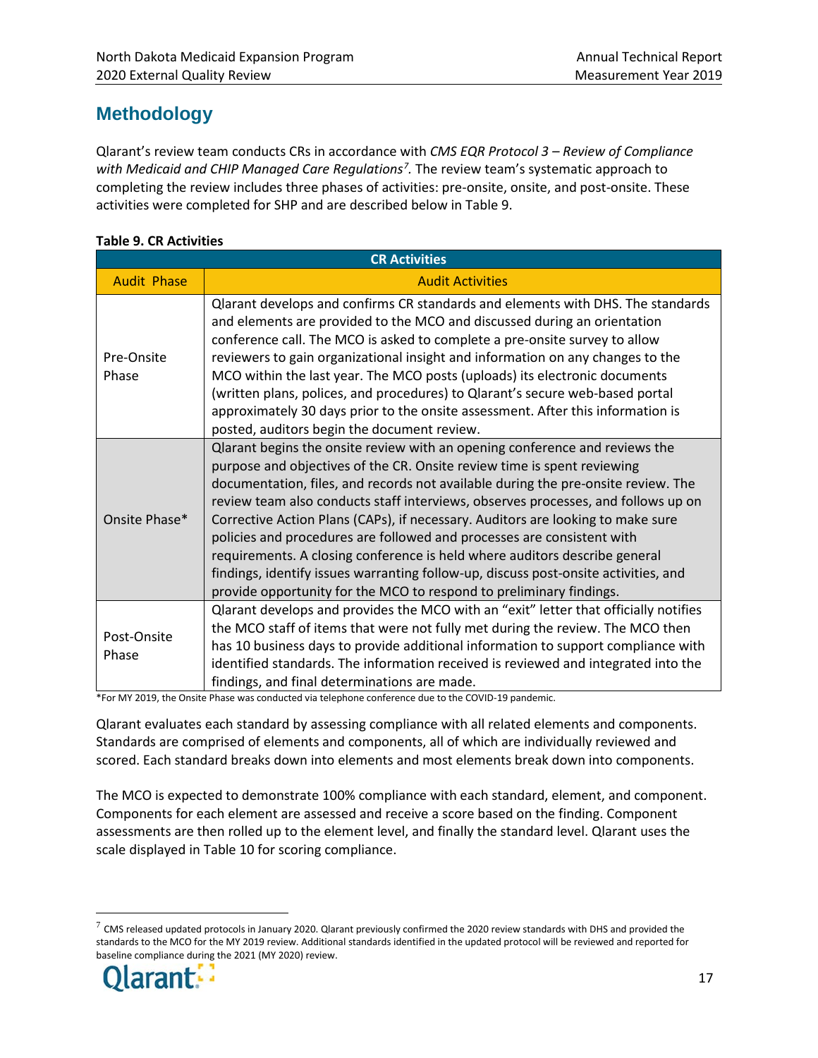## Methodology

Qlarant's review team conducts CRs in accordance with *CMS EQR Protocol 3 – Review of Compliance with Medicaid and CHIP Managed Care Regulations*[7]. The review team's systematic approach to completing the review includes three phases of activities: pre-onsite, onsite, and post-onsite. These activities were completed for SHP and are described below in Table 9.

**Table 9. CR Activities**

| CR Activities | |
|---|---|
| Audit Phase | Audit Activities |
| Pre-Onsite Phase | Qlarant develops and confirms CR standards and elements with DHS. The standards and elements are provided to the MCO and discussed during an orientation conference call. The MCO is asked to complete a pre-onsite survey to allow reviewers to gain organizational insight and information on any changes to the MCO within the last year. The MCO posts (uploads) its electronic documents (written plans, polices, and procedures) to Qlarant's secure web-based portal approximately 30 days prior to the onsite assessment. After this information is posted, auditors begin the document review. |
| Onsite Phase* | Qlarant begins the onsite review with an opening conference and reviews the purpose and objectives of the CR. Onsite review time is spent reviewing documentation, files, and records not available during the pre-onsite review. The review team also conducts staff interviews, observes processes, and follows up on Corrective Action Plans (CAPs), if necessary. Auditors are looking to make sure policies and procedures are followed and processes are consistent with requirements. A closing conference is held where auditors describe general findings, identify issues warranting follow-up, discuss post-onsite activities, and provide opportunity for the MCO to respond to preliminary findings. |
| Post-Onsite Phase | Qlarant develops and provides the MCO with an "exit" letter that officially notifies the MCO staff of items that were not fully met during the review. The MCO then has 10 business days to provide additional information to support compliance with identified standards. The information received is reviewed and integrated into the findings, and final determinations are made. |

*For MY 2019, the Onsite Phase was conducted via telephone conference due to the COVID-19 pandemic.

Qlarant evaluates each standard by assessing compliance with all related elements and components. Standards are comprised of elements and components, all of which are individually reviewed and scored. Each standard breaks down into elements and most elements break down into components.

The MCO is expected to demonstrate 100% compliance with each standard, element, and component. Components for each element are assessed and receive a score based on the finding. Component assessments are then rolled up to the element level, and finally the standard level. Qlarant uses the scale displayed in Table 10 for scoring compliance.

[7] CMS released updated protocols in January 2020. Qlarant previously confirmed the 2020 review standards with DHS and provided the standards to the MCO for the MY 2019 review. Additional standards identified in the updated protocol will be reviewed and reported for baseline compliance during the 2021 (MY 2020) review.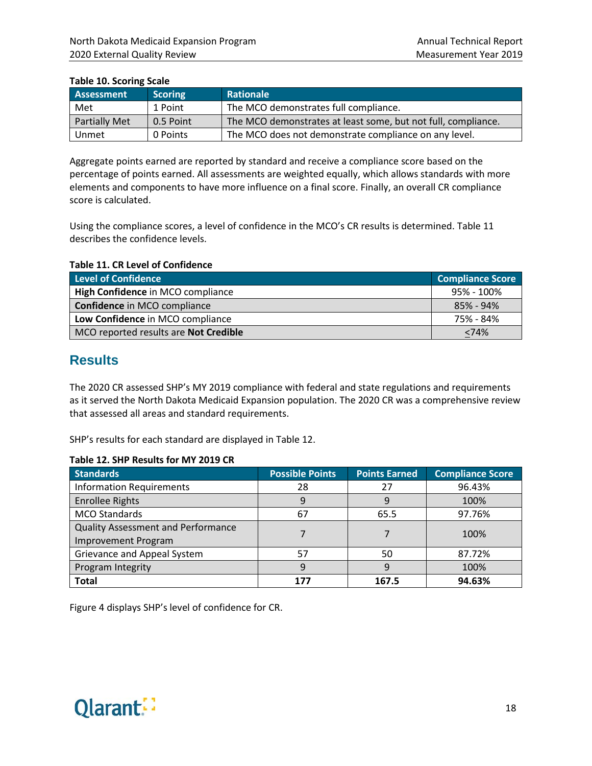**Table 10. Scoring Scale**

| Assessment | Scoring | Rationale |
|---|---|---|
| Met | 1 Point | The MCO demonstrates full compliance. |
| Partially Met | 0.5 Point | The MCO demonstrates at least some, but not full, compliance. |
| Unmet | 0 Points | The MCO does not demonstrate compliance on any level. |

Aggregate points earned are reported by standard and receive a compliance score based on the percentage of points earned. All assessments are weighted equally, which allows standards with more elements and components to have more influence on a final score. Finally, an overall CR compliance score is calculated.

Using the compliance scores, a level of confidence in the MCO's CR results is determined. Table 11 describes the confidence levels.

**Table 11. CR Level of Confidence**

| Level of Confidence | Compliance Score |
|---|---|
| **High Confidence** in MCO compliance | 95% - 100% |
| **Confidence** in MCO compliance | 85% - 94% |
| **Low Confidence** in MCO compliance | 75% - 84% |
| MCO reported results are **Not Credible** | ≤74% |

## Results

The 2020 CR assessed SHP's MY 2019 compliance with federal and state regulations and requirements as it served the North Dakota Medicaid Expansion population. The 2020 CR was a comprehensive review that assessed all areas and standard requirements.

SHP's results for each standard are displayed in Table 12.

**Table 12. SHP Results for MY 2019 CR**

| Standards | Possible Points | Points Earned | Compliance Score |
|---|---|---|---|
| Information Requirements | 28 | 27 | 96.43% |
| Enrollee Rights | 9 | 9 | 100% |
| MCO Standards | 67 | 65.5 | 97.76% |
| Quality Assessment and Performance Improvement Program | 7 | 7 | 100% |
| Grievance and Appeal System | 57 | 50 | 87.72% |
| Program Integrity | 9 | 9 | 100% |
| **Total** | **177** | **167.5** | **94.63%** |

Figure 4 displays SHP's level of confidence for CR.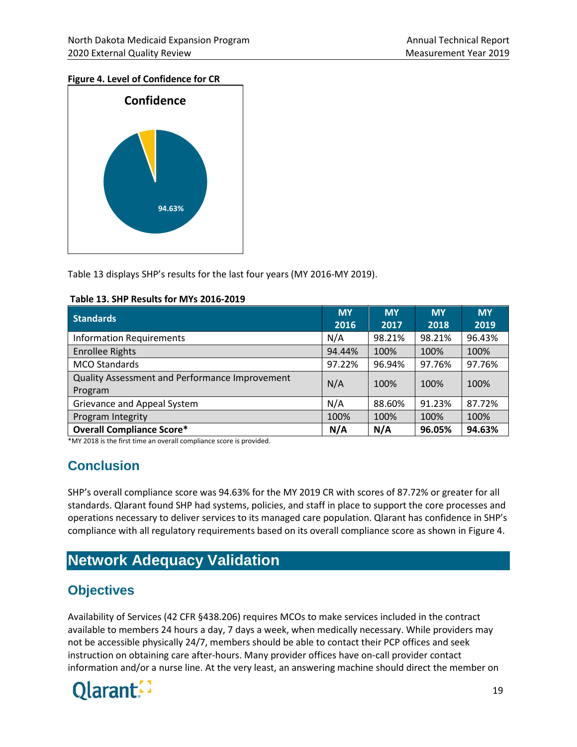**Figure 4. Level of Confidence for CR**

Confidence

94.63%

Table 13 displays SHP's results for the last four years (MY 2016-MY 2019).

**Table 13. SHP Results for MYs 2016-2019**

| Standards | MY 2016 | MY 2017 | MY 2018 | MY 2019 |
|---|---|---|---|---|
| Information Requirements | N/A | 98.21% | 98.21% | 96.43% |
| Enrollee Rights | 94.44% | 100% | 100% | 100% |
| MCO Standards | 97.22% | 96.94% | 97.76% | 97.76% |
| Quality Assessment and Performance Improvement Program | N/A | 100% | 100% | 100% |
| Grievance and Appeal System | N/A | 88.60% | 91.23% | 87.72% |
| Program Integrity | 100% | 100% | 100% | 100% |
| **Overall Compliance Score*** | **N/A** | **N/A** | **96.05%** | **94.63%** |

*MY 2018 is the first time an overall compliance score is provided.

## Conclusion

SHP's overall compliance score was 94.63% for the MY 2019 CR with scores of 87.72% or greater for all standards. Qlarant found SHP had systems, policies, and staff in place to support the core processes and operations necessary to deliver services to its managed care population. Qlarant has confidence in SHP's compliance with all regulatory requirements based on its overall compliance score as shown in Figure 4.

# Network Adequacy Validation

## Objectives

Availability of Services (42 CFR §438.206) requires MCOs to make services included in the contract available to members 24 hours a day, 7 days a week, when medically necessary. While providers may not be accessible physically 24/7, members should be able to contact their PCP offices and seek instruction on obtaining care after-hours. Many provider offices have on-call provider contact information and/or a nurse line. At the very least, an answering machine should direct the member on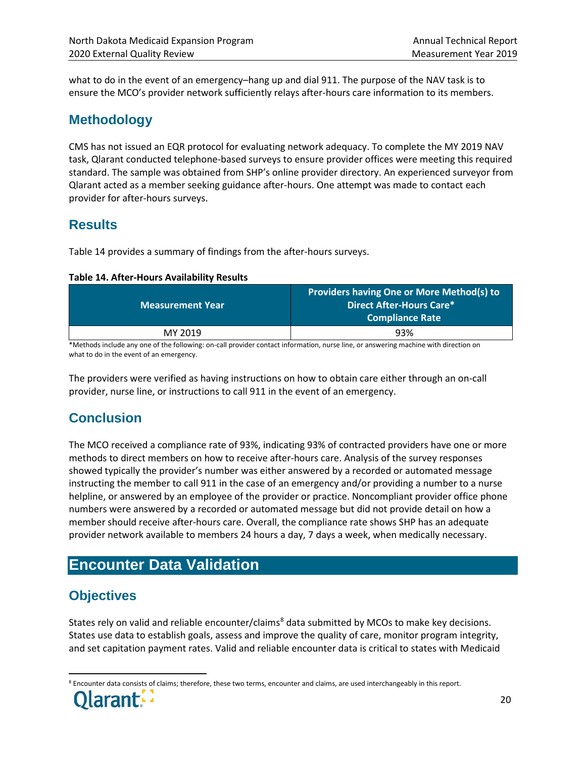what to do in the event of an emergency–hang up and dial 911. The purpose of the NAV task is to ensure the MCO's provider network sufficiently relays after-hours care information to its members.

## Methodology

CMS has not issued an EQR protocol for evaluating network adequacy. To complete the MY 2019 NAV task, Qlarant conducted telephone-based surveys to ensure provider offices were meeting this required standard. The sample was obtained from SHP's online provider directory. An experienced surveyor from Qlarant acted as a member seeking guidance after-hours. One attempt was made to contact each provider for after-hours surveys.

## Results

Table 14 provides a summary of findings from the after-hours surveys.

**Table 14. After-Hours Availability Results**

| Measurement Year | Providers having One or More Method(s) to Direct After-Hours Care* Compliance Rate |
|---|---|
| MY 2019 | 93% |

*Methods include any one of the following: on-call provider contact information, nurse line, or answering machine with direction on what to do in the event of an emergency.

The providers were verified as having instructions on how to obtain care either through an on-call provider, nurse line, or instructions to call 911 in the event of an emergency.

## Conclusion

The MCO received a compliance rate of 93%, indicating 93% of contracted providers have one or more methods to direct members on how to receive after-hours care. Analysis of the survey responses showed typically the provider's number was either answered by a recorded or automated message instructing the member to call 911 in the case of an emergency and/or providing a number to a nurse helpline, or answered by an employee of the provider or practice. Noncompliant provider office phone numbers were answered by a recorded or automated message but did not provide detail on how a member should receive after-hours care. Overall, the compliance rate shows SHP has an adequate provider network available to members 24 hours a day, 7 days a week, when medically necessary.

# Encounter Data Validation

## Objectives

States rely on valid and reliable encounter/claims[8] data submitted by MCOs to make key decisions. States use data to establish goals, assess and improve the quality of care, monitor program integrity, and set capitation payment rates. Valid and reliable encounter data is critical to states with Medicaid

[8] Encounter data consists of claims; therefore, these two terms, encounter and claims, are used interchangeably in this report.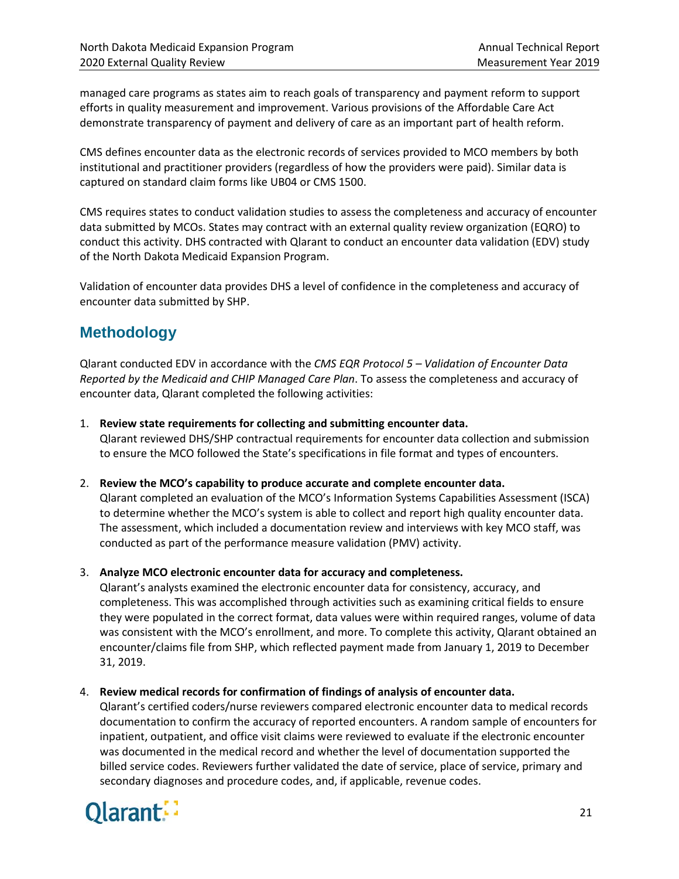managed care programs as states aim to reach goals of transparency and payment reform to support efforts in quality measurement and improvement. Various provisions of the Affordable Care Act demonstrate transparency of payment and delivery of care as an important part of health reform.

CMS defines encounter data as the electronic records of services provided to MCO members by both institutional and practitioner providers (regardless of how the providers were paid). Similar data is captured on standard claim forms like UB04 or CMS 1500.

CMS requires states to conduct validation studies to assess the completeness and accuracy of encounter data submitted by MCOs. States may contract with an external quality review organization (EQRO) to conduct this activity. DHS contracted with Qlarant to conduct an encounter data validation (EDV) study of the North Dakota Medicaid Expansion Program.

Validation of encounter data provides DHS a level of confidence in the completeness and accuracy of encounter data submitted by SHP.

## Methodology

Qlarant conducted EDV in accordance with the *CMS EQR Protocol 5 – Validation of Encounter Data Reported by the Medicaid and CHIP Managed Care Plan*. To assess the completeness and accuracy of encounter data, Qlarant completed the following activities:

1. **Review state requirements for collecting and submitting encounter data.**
   Qlarant reviewed DHS/SHP contractual requirements for encounter data collection and submission to ensure the MCO followed the State's specifications in file format and types of encounters.

2. **Review the MCO's capability to produce accurate and complete encounter data.**
   Qlarant completed an evaluation of the MCO's Information Systems Capabilities Assessment (ISCA) to determine whether the MCO's system is able to collect and report high quality encounter data. The assessment, which included a documentation review and interviews with key MCO staff, was conducted as part of the performance measure validation (PMV) activity.

3. **Analyze MCO electronic encounter data for accuracy and completeness.**
   Qlarant's analysts examined the electronic encounter data for consistency, accuracy, and completeness. This was accomplished through activities such as examining critical fields to ensure they were populated in the correct format, data values were within required ranges, volume of data was consistent with the MCO's enrollment, and more. To complete this activity, Qlarant obtained an encounter/claims file from SHP, which reflected payment made from January 1, 2019 to December 31, 2019.

4. **Review medical records for confirmation of findings of analysis of encounter data.**
   Qlarant's certified coders/nurse reviewers compared electronic encounter data to medical records documentation to confirm the accuracy of reported encounters. A random sample of encounters for inpatient, outpatient, and office visit claims were reviewed to evaluate if the electronic encounter was documented in the medical record and whether the level of documentation supported the billed service codes. Reviewers further validated the date of service, place of service, primary and secondary diagnoses and procedure codes, and, if applicable, revenue codes.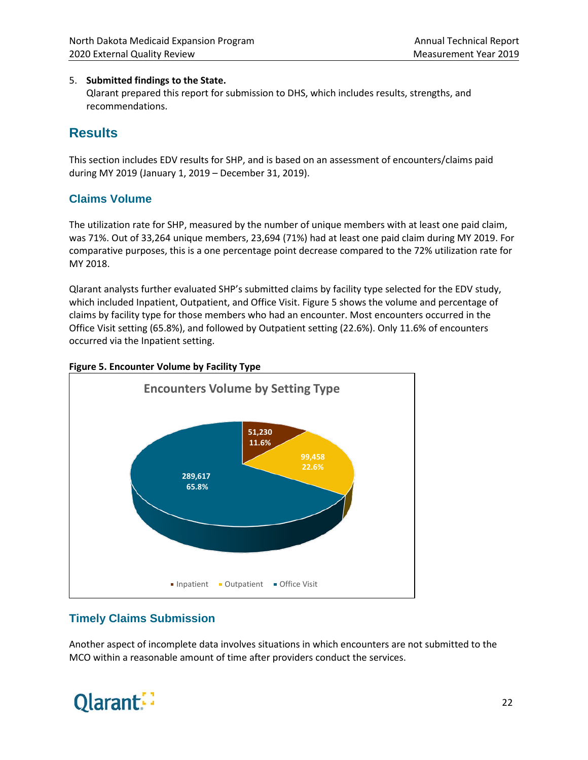5. **Submitted findings to the State.**
   Qlarant prepared this report for submission to DHS, which includes results, strengths, and recommendations.

## Results

This section includes EDV results for SHP, and is based on an assessment of encounters/claims paid during MY 2019 (January 1, 2019 – December 31, 2019).

### Claims Volume

The utilization rate for SHP, measured by the number of unique members with at least one paid claim, was 71%. Out of 33,264 unique members, 23,694 (71%) had at least one paid claim during MY 2019. For comparative purposes, this is a one percentage point decrease compared to the 72% utilization rate for MY 2018.

Qlarant analysts further evaluated SHP's submitted claims by facility type selected for the EDV study, which included Inpatient, Outpatient, and Office Visit. Figure 5 shows the volume and percentage of claims by facility type for those members who had an encounter. Most encounters occurred in the Office Visit setting (65.8%), and followed by Outpatient setting (22.6%). Only 11.6% of encounters occurred via the Inpatient setting.

**Figure 5. Encounter Volume by Facility Type**

Encounters Volume by Setting Type

| Setting Type | Encounters | Percentage |
|---|---|---|
| Inpatient | 51,230 | 11.6% |
| Outpatient | 99,458 | 22.6% |
| Office Visit | 289,617 | 65.8% |

### Timely Claims Submission

Another aspect of incomplete data involves situations in which encounters are not submitted to the MCO within a reasonable amount of time after providers conduct the services.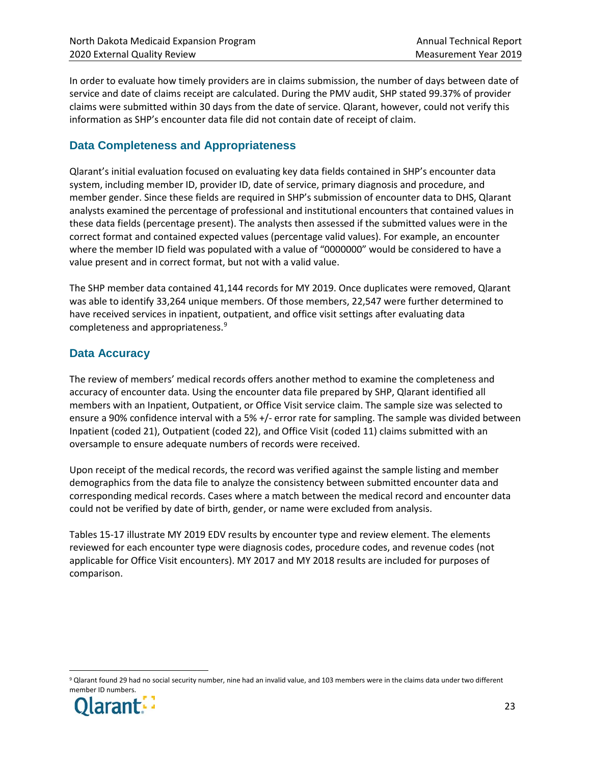In order to evaluate how timely providers are in claims submission, the number of days between date of service and date of claims receipt are calculated. During the PMV audit, SHP stated 99.37% of provider claims were submitted within 30 days from the date of service. Qlarant, however, could not verify this information as SHP's encounter data file did not contain date of receipt of claim.

## Data Completeness and Appropriateness

Qlarant's initial evaluation focused on evaluating key data fields contained in SHP's encounter data system, including member ID, provider ID, date of service, primary diagnosis and procedure, and member gender. Since these fields are required in SHP's submission of encounter data to DHS, Qlarant analysts examined the percentage of professional and institutional encounters that contained values in these data fields (percentage present). The analysts then assessed if the submitted values were in the correct format and contained expected values (percentage valid values). For example, an encounter where the member ID field was populated with a value of "0000000" would be considered to have a value present and in correct format, but not with a valid value.

The SHP member data contained 41,144 records for MY 2019. Once duplicates were removed, Qlarant was able to identify 33,264 unique members. Of those members, 22,547 were further determined to have received services in inpatient, outpatient, and office visit settings after evaluating data completeness and appropriateness.[9]

## Data Accuracy

The review of members' medical records offers another method to examine the completeness and accuracy of encounter data. Using the encounter data file prepared by SHP, Qlarant identified all members with an Inpatient, Outpatient, or Office Visit service claim. The sample size was selected to ensure a 90% confidence interval with a 5% +/- error rate for sampling. The sample was divided between Inpatient (coded 21), Outpatient (coded 22), and Office Visit (coded 11) claims submitted with an oversample to ensure adequate numbers of records were received.

Upon receipt of the medical records, the record was verified against the sample listing and member demographics from the data file to analyze the consistency between submitted encounter data and corresponding medical records. Cases where a match between the medical record and encounter data could not be verified by date of birth, gender, or name were excluded from analysis.

Tables 15-17 illustrate MY 2019 EDV results by encounter type and review element. The elements reviewed for each encounter type were diagnosis codes, procedure codes, and revenue codes (not applicable for Office Visit encounters). MY 2017 and MY 2018 results are included for purposes of comparison.

[9] Qlarant found 29 had no social security number, nine had an invalid value, and 103 members were in the claims data under two different member ID numbers.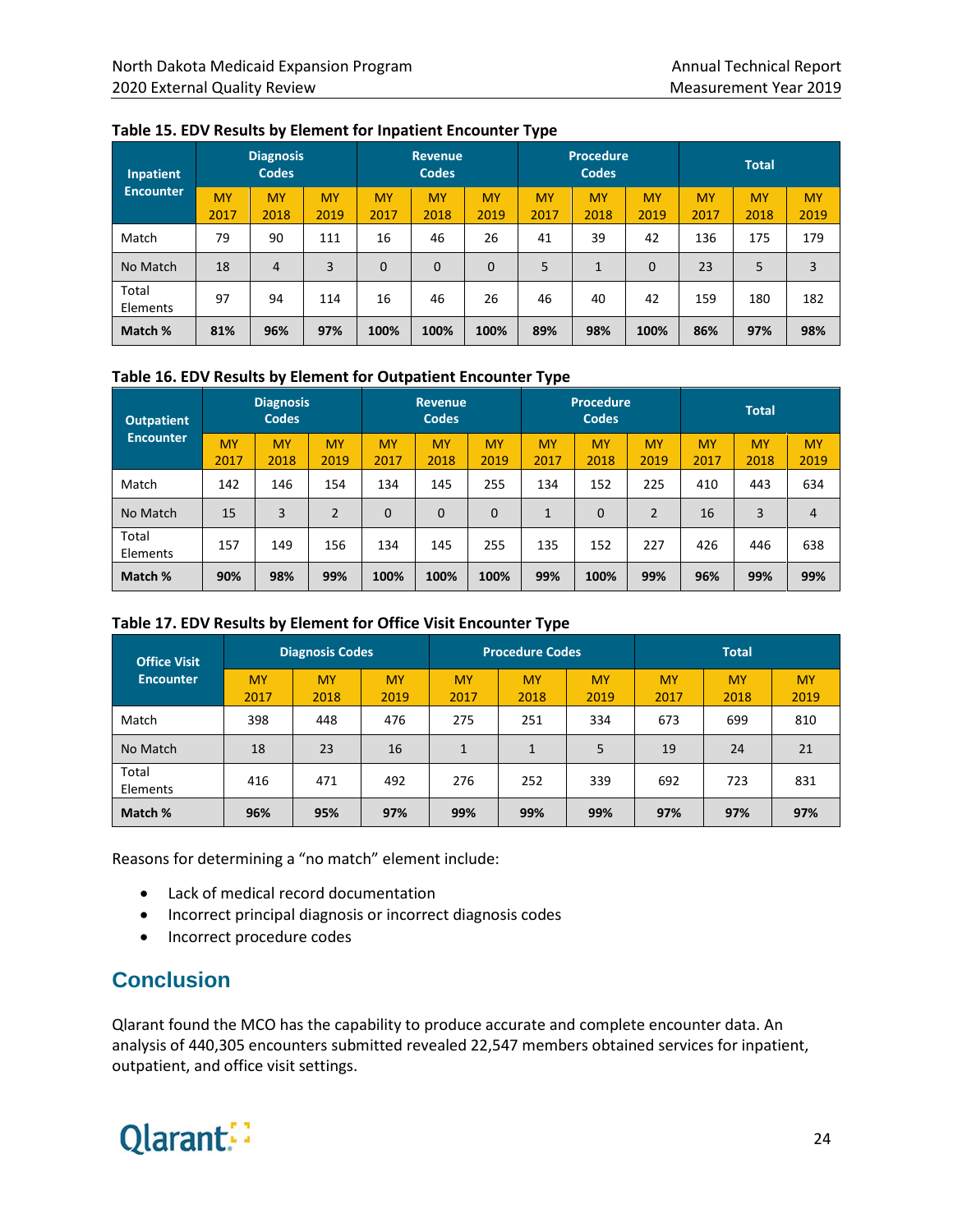**Table 15. EDV Results by Element for Inpatient Encounter Type**

| Inpatient Encounter | Diagnosis Codes | | | Revenue Codes | | | Procedure Codes | | | Total | | |
|---|---|---|---|---|---|---|---|---|---|---|---|---|
| | MY 2017 | MY 2018 | MY 2019 | MY 2017 | MY 2018 | MY 2019 | MY 2017 | MY 2018 | MY 2019 | MY 2017 | MY 2018 | MY 2019 |
| Match | 79 | 90 | 111 | 16 | 46 | 26 | 41 | 39 | 42 | 136 | 175 | 179 |
| No Match | 18 | 4 | 3 | 0 | 0 | 0 | 5 | 1 | 0 | 23 | 5 | 3 |
| Total Elements | 97 | 94 | 114 | 16 | 46 | 26 | 46 | 40 | 42 | 159 | 180 | 182 |
| **Match %** | **81%** | **96%** | **97%** | **100%** | **100%** | **100%** | **89%** | **98%** | **100%** | **86%** | **97%** | **98%** |

**Table 16. EDV Results by Element for Outpatient Encounter Type**

| Outpatient Encounter | Diagnosis Codes | | | Revenue Codes | | | Procedure Codes | | | Total | | |
|---|---|---|---|---|---|---|---|---|---|---|---|---|
| | MY 2017 | MY 2018 | MY 2019 | MY 2017 | MY 2018 | MY 2019 | MY 2017 | MY 2018 | MY 2019 | MY 2017 | MY 2018 | MY 2019 |
| Match | 142 | 146 | 154 | 134 | 145 | 255 | 134 | 152 | 225 | 410 | 443 | 634 |
| No Match | 15 | 3 | 2 | 0 | 0 | 0 | 1 | 0 | 2 | 16 | 3 | 4 |
| Total Elements | 157 | 149 | 156 | 134 | 145 | 255 | 135 | 152 | 227 | 426 | 446 | 638 |
| **Match %** | **90%** | **98%** | **99%** | **100%** | **100%** | **100%** | **99%** | **100%** | **99%** | **96%** | **99%** | **99%** |

**Table 17. EDV Results by Element for Office Visit Encounter Type**

| Office Visit Encounter | Diagnosis Codes | | | Procedure Codes | | | Total | | |
|---|---|---|---|---|---|---|---|---|---|
| | MY 2017 | MY 2018 | MY 2019 | MY 2017 | MY 2018 | MY 2019 | MY 2017 | MY 2018 | MY 2019 |
| Match | 398 | 448 | 476 | 275 | 251 | 334 | 673 | 699 | 810 |
| No Match | 18 | 23 | 16 | 1 | 1 | 5 | 19 | 24 | 21 |
| Total Elements | 416 | 471 | 492 | 276 | 252 | 339 | 692 | 723 | 831 |
| **Match %** | **96%** | **95%** | **97%** | **99%** | **99%** | **99%** | **97%** | **97%** | **97%** |

Reasons for determining a "no match" element include:

- Lack of medical record documentation
- Incorrect principal diagnosis or incorrect diagnosis codes
- Incorrect procedure codes

## Conclusion

Qlarant found the MCO has the capability to produce accurate and complete encounter data. An analysis of 440,305 encounters submitted revealed 22,547 members obtained services for inpatient, outpatient, and office visit settings.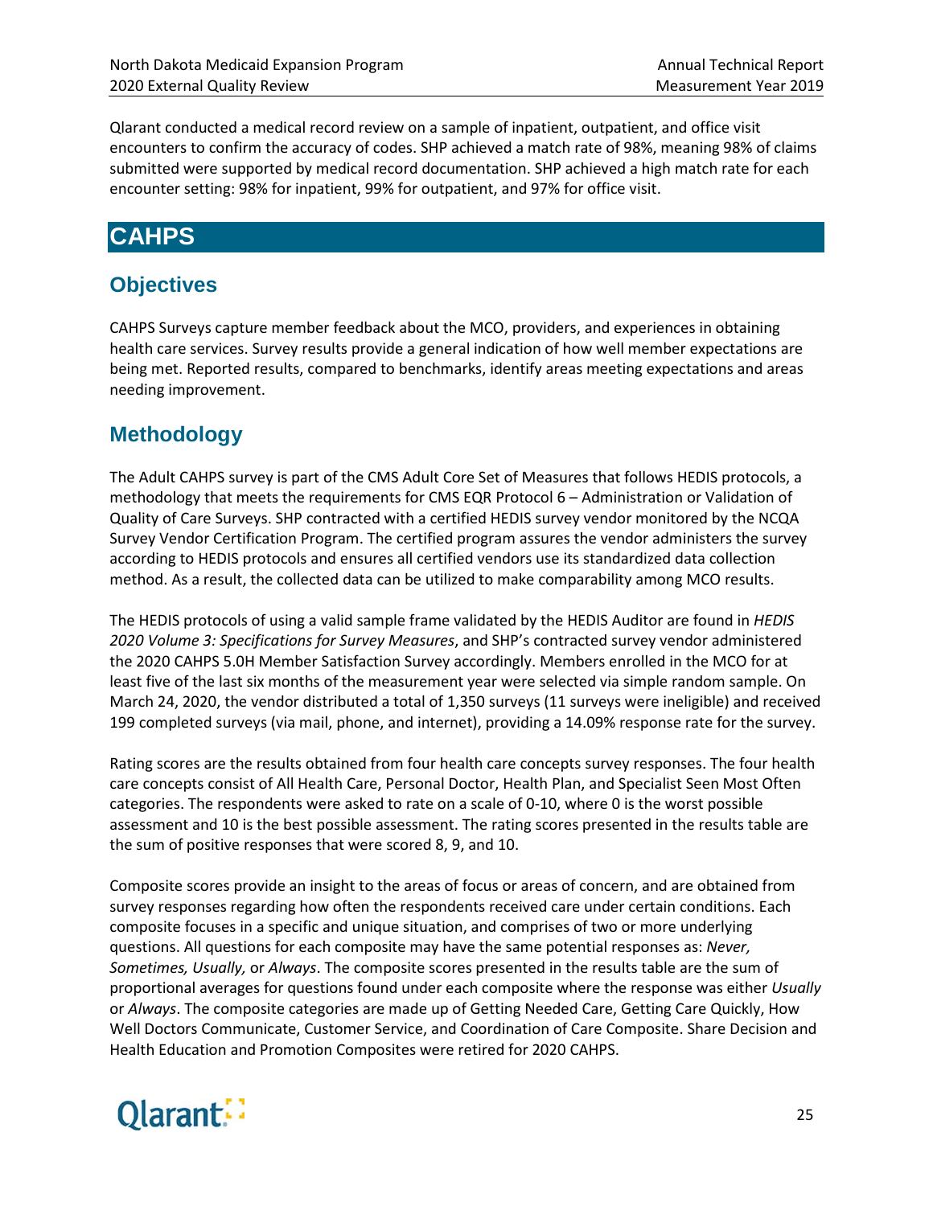Qlarant conducted a medical record review on a sample of inpatient, outpatient, and office visit encounters to confirm the accuracy of codes. SHP achieved a match rate of 98%, meaning 98% of claims submitted were supported by medical record documentation. SHP achieved a high match rate for each encounter setting: 98% for inpatient, 99% for outpatient, and 97% for office visit.

# CAHPS

## Objectives

CAHPS Surveys capture member feedback about the MCO, providers, and experiences in obtaining health care services. Survey results provide a general indication of how well member expectations are being met. Reported results, compared to benchmarks, identify areas meeting expectations and areas needing improvement.

## Methodology

The Adult CAHPS survey is part of the CMS Adult Core Set of Measures that follows HEDIS protocols, a methodology that meets the requirements for CMS EQR Protocol 6 – Administration or Validation of Quality of Care Surveys. SHP contracted with a certified HEDIS survey vendor monitored by the NCQA Survey Vendor Certification Program. The certified program assures the vendor administers the survey according to HEDIS protocols and ensures all certified vendors use its standardized data collection method. As a result, the collected data can be utilized to make comparability among MCO results.

The HEDIS protocols of using a valid sample frame validated by the HEDIS Auditor are found in *HEDIS 2020 Volume 3: Specifications for Survey Measures*, and SHP's contracted survey vendor administered the 2020 CAHPS 5.0H Member Satisfaction Survey accordingly. Members enrolled in the MCO for at least five of the last six months of the measurement year were selected via simple random sample. On March 24, 2020, the vendor distributed a total of 1,350 surveys (11 surveys were ineligible) and received 199 completed surveys (via mail, phone, and internet), providing a 14.09% response rate for the survey.

Rating scores are the results obtained from four health care concepts survey responses. The four health care concepts consist of All Health Care, Personal Doctor, Health Plan, and Specialist Seen Most Often categories. The respondents were asked to rate on a scale of 0-10, where 0 is the worst possible assessment and 10 is the best possible assessment. The rating scores presented in the results table are the sum of positive responses that were scored 8, 9, and 10.

Composite scores provide an insight to the areas of focus or areas of concern, and are obtained from survey responses regarding how often the respondents received care under certain conditions. Each composite focuses in a specific and unique situation, and comprises of two or more underlying questions. All questions for each composite may have the same potential responses as: *Never, Sometimes, Usually,* or *Always*. The composite scores presented in the results table are the sum of proportional averages for questions found under each composite where the response was either *Usually* or *Always*. The composite categories are made up of Getting Needed Care, Getting Care Quickly, How Well Doctors Communicate, Customer Service, and Coordination of Care Composite. Share Decision and Health Education and Promotion Composites were retired for 2020 CAHPS.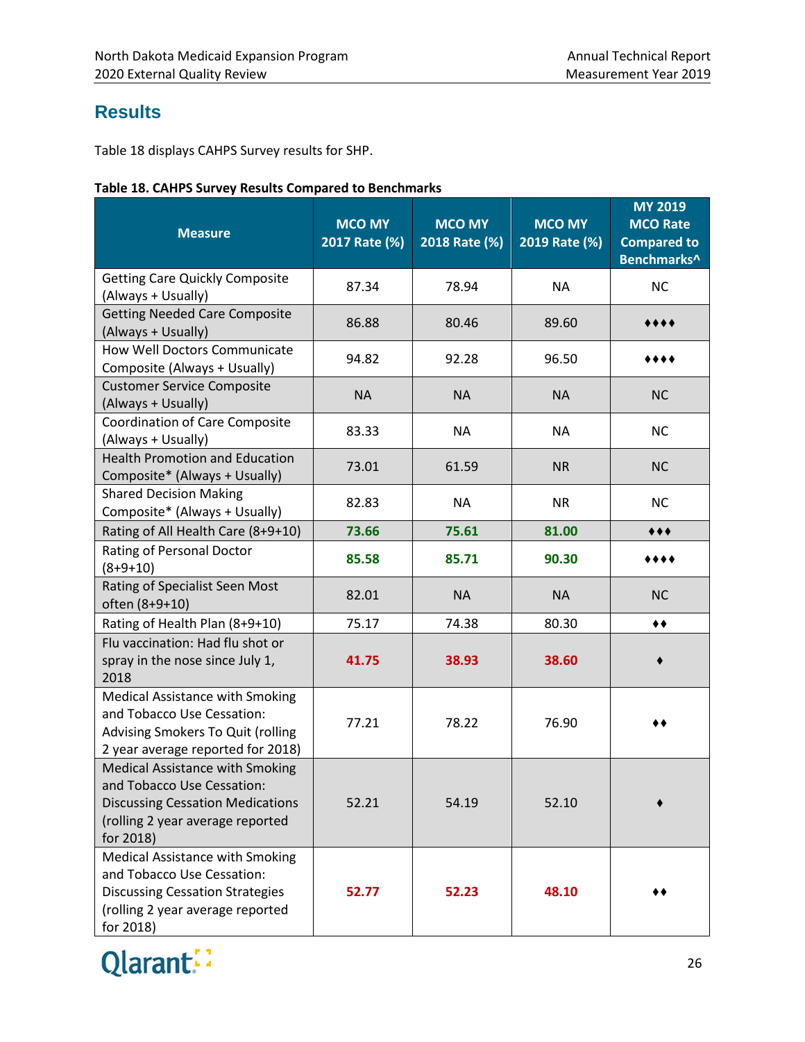## Results

Table 18 displays CAHPS Survey results for SHP.

**Table 18. CAHPS Survey Results Compared to Benchmarks**

| Measure | MCO MY 2017 Rate (%) | MCO MY 2018 Rate (%) | MCO MY 2019 Rate (%) | MY 2019 MCO Rate Compared to Benchmarks^ |
|---|---|---|---|---|
| Getting Care Quickly Composite (Always + Usually) | 87.34 | 78.94 | NA | NC |
| Getting Needed Care Composite (Always + Usually) | 86.88 | 80.46 | 89.60 | ♦♦♦♦ |
| How Well Doctors Communicate Composite (Always + Usually) | 94.82 | 92.28 | 96.50 | ♦♦♦♦ |
| Customer Service Composite (Always + Usually) | NA | NA | NA | NC |
| Coordination of Care Composite (Always + Usually) | 83.33 | NA | NA | NC |
| Health Promotion and Education Composite* (Always + Usually) | 73.01 | 61.59 | NR | NC |
| Shared Decision Making Composite* (Always + Usually) | 82.83 | NA | NR | NC |
| Rating of All Health Care (8+9+10) | 73.66 | 75.61 | 81.00 | ♦♦♦ |
| Rating of Personal Doctor (8+9+10) | 85.58 | 85.71 | 90.30 | ♦♦♦♦ |
| Rating of Specialist Seen Most often (8+9+10) | 82.01 | NA | NA | NC |
| Rating of Health Plan (8+9+10) | 75.17 | 74.38 | 80.30 | ♦♦ |
| Flu vaccination: Had flu shot or spray in the nose since July 1, 2018 | 41.75 | 38.93 | 38.60 | ♦ |
| Medical Assistance with Smoking and Tobacco Use Cessation: Advising Smokers To Quit (rolling 2 year average reported for 2018) | 77.21 | 78.22 | 76.90 | ♦♦ |
| Medical Assistance with Smoking and Tobacco Use Cessation: Discussing Cessation Medications (rolling 2 year average reported for 2018) | 52.21 | 54.19 | 52.10 | ♦ |
| Medical Assistance with Smoking and Tobacco Use Cessation: Discussing Cessation Strategies (rolling 2 year average reported for 2018) | 52.77 | 52.23 | 48.10 | ♦♦ |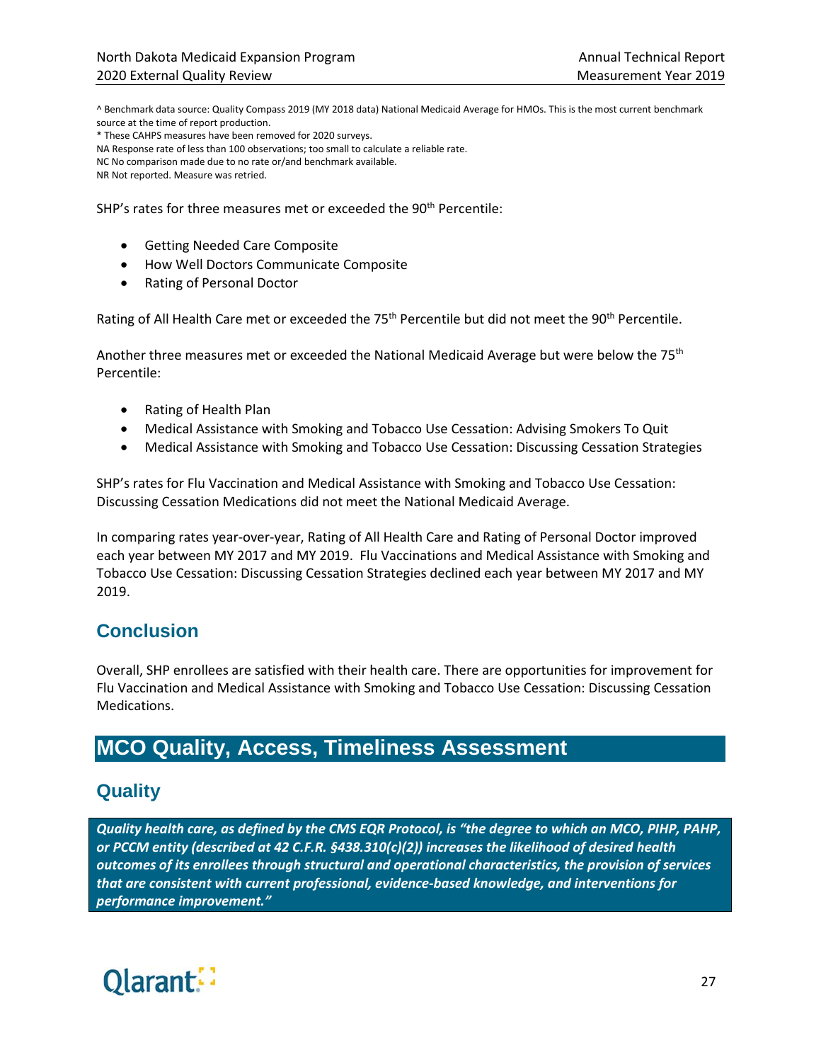^ Benchmark data source: Quality Compass 2019 (MY 2018 data) National Medicaid Average for HMOs. This is the most current benchmark source at the time of report production.
* These CAHPS measures have been removed for 2020 surveys.
NA Response rate of less than 100 observations; too small to calculate a reliable rate.
NC No comparison made due to no rate or/and benchmark available.
NR Not reported. Measure was retried.

SHP's rates for three measures met or exceeded the 90th Percentile:

- Getting Needed Care Composite
- How Well Doctors Communicate Composite
- Rating of Personal Doctor

Rating of All Health Care met or exceeded the 75th Percentile but did not meet the 90th Percentile.

Another three measures met or exceeded the National Medicaid Average but were below the 75th Percentile:

- Rating of Health Plan
- Medical Assistance with Smoking and Tobacco Use Cessation: Advising Smokers To Quit
- Medical Assistance with Smoking and Tobacco Use Cessation: Discussing Cessation Strategies

SHP's rates for Flu Vaccination and Medical Assistance with Smoking and Tobacco Use Cessation: Discussing Cessation Medications did not meet the National Medicaid Average.

In comparing rates year-over-year, Rating of All Health Care and Rating of Personal Doctor improved each year between MY 2017 and MY 2019. Flu Vaccinations and Medical Assistance with Smoking and Tobacco Use Cessation: Discussing Cessation Strategies declined each year between MY 2017 and MY 2019.

## Conclusion

Overall, SHP enrollees are satisfied with their health care. There are opportunities for improvement for Flu Vaccination and Medical Assistance with Smoking and Tobacco Use Cessation: Discussing Cessation Medications.

# MCO Quality, Access, Timeliness Assessment

## Quality

***Quality health care, as defined by the CMS EQR Protocol, is "the degree to which an MCO, PIHP, PAHP, or PCCM entity (described at 42 C.F.R. §438.310(c)(2)) increases the likelihood of desired health outcomes of its enrollees through structural and operational characteristics, the provision of services that are consistent with current professional, evidence-based knowledge, and interventions for performance improvement."***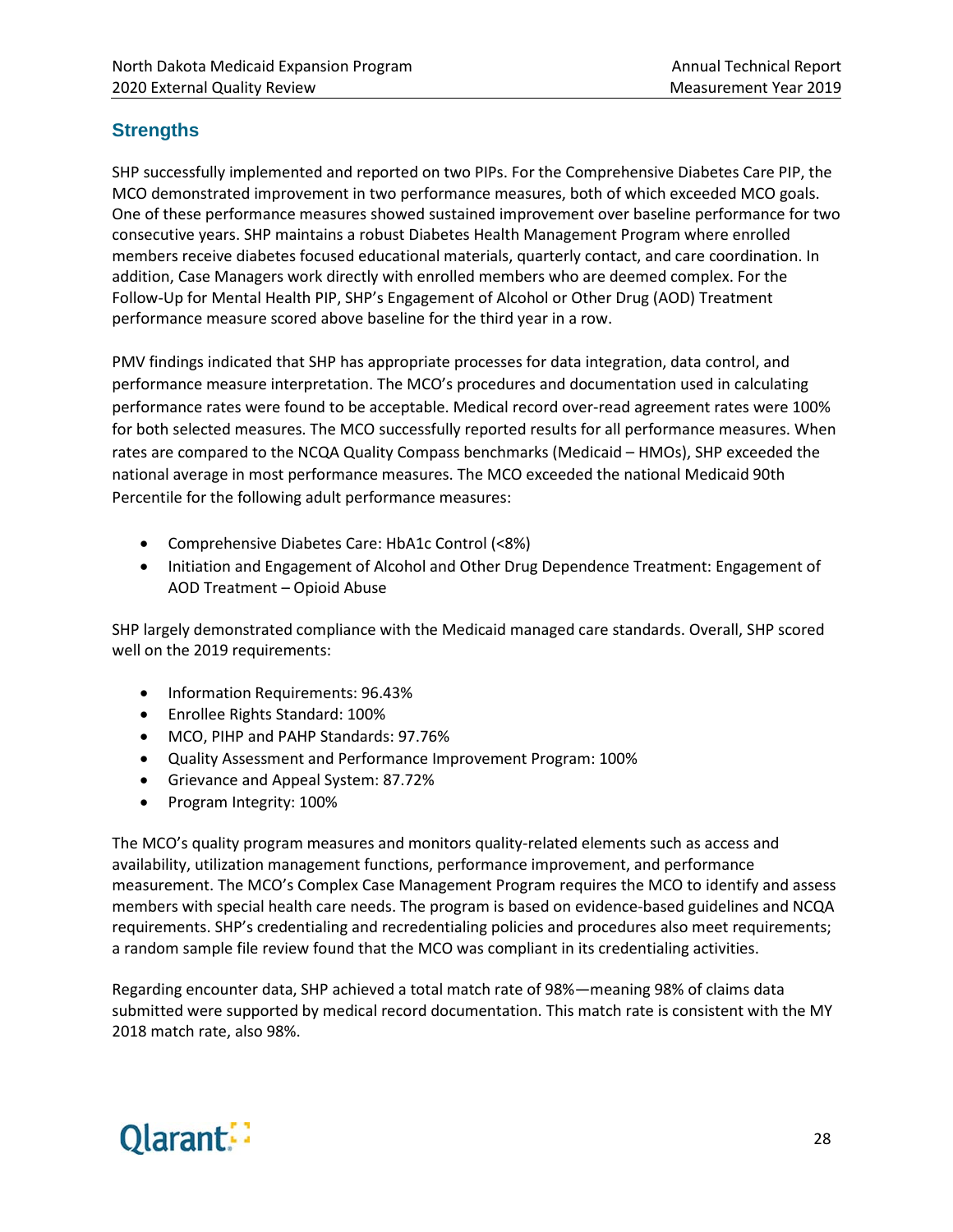## Strengths

SHP successfully implemented and reported on two PIPs. For the Comprehensive Diabetes Care PIP, the MCO demonstrated improvement in two performance measures, both of which exceeded MCO goals. One of these performance measures showed sustained improvement over baseline performance for two consecutive years. SHP maintains a robust Diabetes Health Management Program where enrolled members receive diabetes focused educational materials, quarterly contact, and care coordination. In addition, Case Managers work directly with enrolled members who are deemed complex. For the Follow-Up for Mental Health PIP, SHP's Engagement of Alcohol or Other Drug (AOD) Treatment performance measure scored above baseline for the third year in a row.

PMV findings indicated that SHP has appropriate processes for data integration, data control, and performance measure interpretation. The MCO's procedures and documentation used in calculating performance rates were found to be acceptable. Medical record over-read agreement rates were 100% for both selected measures. The MCO successfully reported results for all performance measures. When rates are compared to the NCQA Quality Compass benchmarks (Medicaid – HMOs), SHP exceeded the national average in most performance measures. The MCO exceeded the national Medicaid 90th Percentile for the following adult performance measures:

- Comprehensive Diabetes Care: HbA1c Control (<8%)
- Initiation and Engagement of Alcohol and Other Drug Dependence Treatment: Engagement of AOD Treatment – Opioid Abuse

SHP largely demonstrated compliance with the Medicaid managed care standards. Overall, SHP scored well on the 2019 requirements:

- Information Requirements: 96.43%
- Enrollee Rights Standard: 100%
- MCO, PIHP and PAHP Standards: 97.76%
- Quality Assessment and Performance Improvement Program: 100%
- Grievance and Appeal System: 87.72%
- Program Integrity: 100%

The MCO's quality program measures and monitors quality-related elements such as access and availability, utilization management functions, performance improvement, and performance measurement. The MCO's Complex Case Management Program requires the MCO to identify and assess members with special health care needs. The program is based on evidence-based guidelines and NCQA requirements. SHP's credentialing and recredentialing policies and procedures also meet requirements; a random sample file review found that the MCO was compliant in its credentialing activities.

Regarding encounter data, SHP achieved a total match rate of 98%—meaning 98% of claims data submitted were supported by medical record documentation. This match rate is consistent with the MY 2018 match rate, also 98%.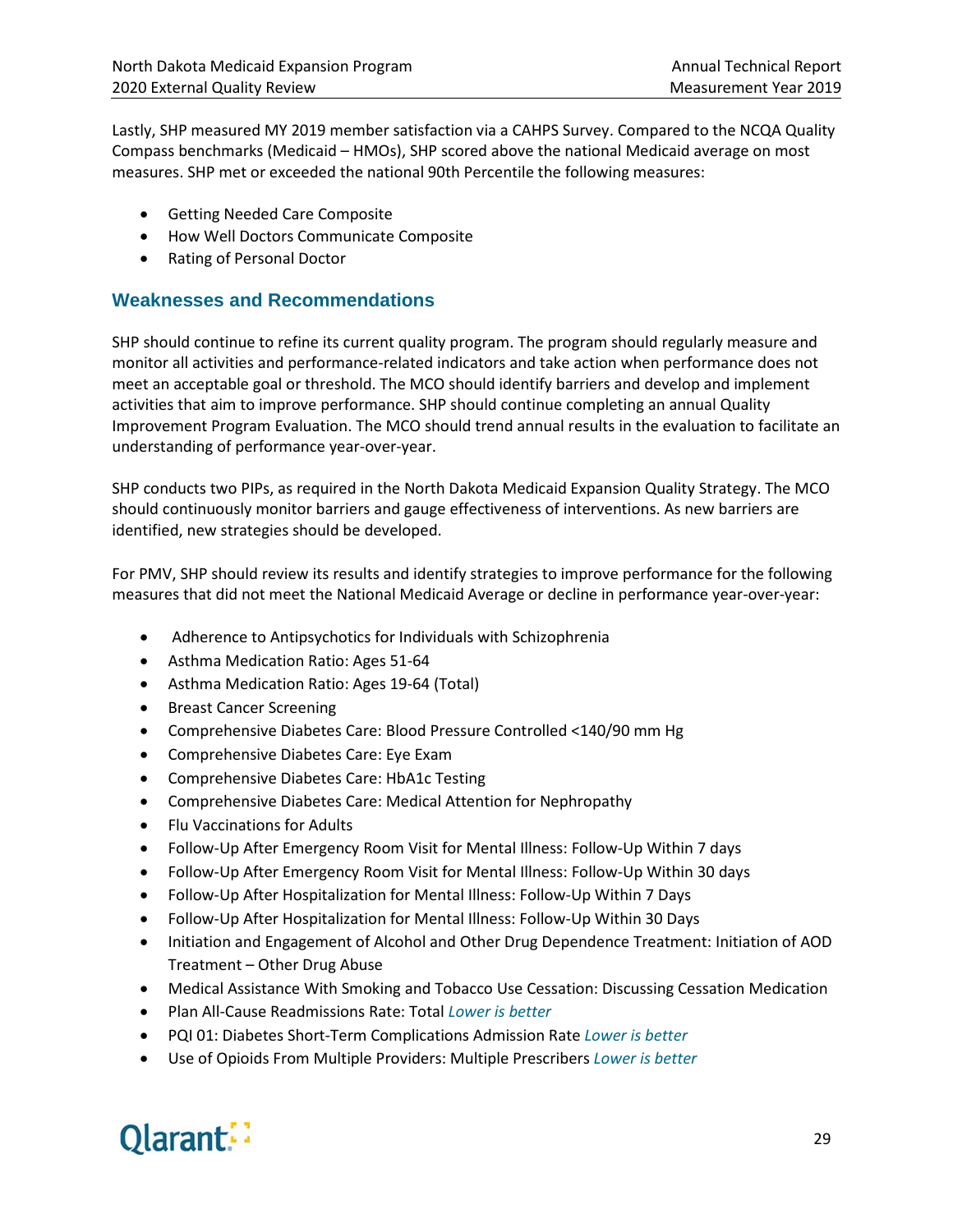Lastly, SHP measured MY 2019 member satisfaction via a CAHPS Survey. Compared to the NCQA Quality Compass benchmarks (Medicaid – HMOs), SHP scored above the national Medicaid average on most measures. SHP met or exceeded the national 90th Percentile the following measures:

- Getting Needed Care Composite
- How Well Doctors Communicate Composite
- Rating of Personal Doctor

## Weaknesses and Recommendations

SHP should continue to refine its current quality program. The program should regularly measure and monitor all activities and performance-related indicators and take action when performance does not meet an acceptable goal or threshold. The MCO should identify barriers and develop and implement activities that aim to improve performance. SHP should continue completing an annual Quality Improvement Program Evaluation. The MCO should trend annual results in the evaluation to facilitate an understanding of performance year-over-year.

SHP conducts two PIPs, as required in the North Dakota Medicaid Expansion Quality Strategy. The MCO should continuously monitor barriers and gauge effectiveness of interventions. As new barriers are identified, new strategies should be developed.

For PMV, SHP should review its results and identify strategies to improve performance for the following measures that did not meet the National Medicaid Average or decline in performance year-over-year:

- Adherence to Antipsychotics for Individuals with Schizophrenia
- Asthma Medication Ratio: Ages 51-64
- Asthma Medication Ratio: Ages 19-64 (Total)
- Breast Cancer Screening
- Comprehensive Diabetes Care: Blood Pressure Controlled <140/90 mm Hg
- Comprehensive Diabetes Care: Eye Exam
- Comprehensive Diabetes Care: HbA1c Testing
- Comprehensive Diabetes Care: Medical Attention for Nephropathy
- Flu Vaccinations for Adults
- Follow-Up After Emergency Room Visit for Mental Illness: Follow-Up Within 7 days
- Follow-Up After Emergency Room Visit for Mental Illness: Follow-Up Within 30 days
- Follow-Up After Hospitalization for Mental Illness: Follow-Up Within 7 Days
- Follow-Up After Hospitalization for Mental Illness: Follow-Up Within 30 Days
- Initiation and Engagement of Alcohol and Other Drug Dependence Treatment: Initiation of AOD Treatment – Other Drug Abuse
- Medical Assistance With Smoking and Tobacco Use Cessation: Discussing Cessation Medication
- Plan All-Cause Readmissions Rate: Total *Lower is better*
- PQI 01: Diabetes Short-Term Complications Admission Rate *Lower is better*
- Use of Opioids From Multiple Providers: Multiple Prescribers *Lower is better*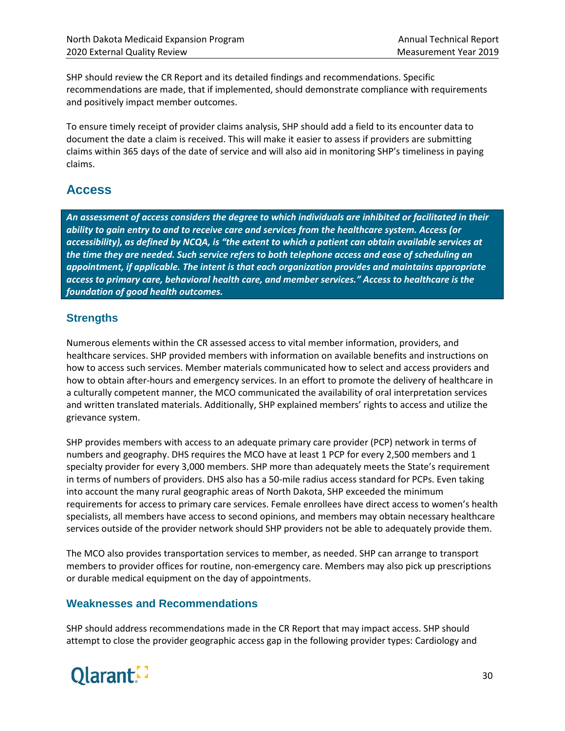SHP should review the CR Report and its detailed findings and recommendations. Specific recommendations are made, that if implemented, should demonstrate compliance with requirements and positively impact member outcomes.

To ensure timely receipt of provider claims analysis, SHP should add a field to its encounter data to document the date a claim is received. This will make it easier to assess if providers are submitting claims within 365 days of the date of service and will also aid in monitoring SHP's timeliness in paying claims.

## Access

***An assessment of access considers the degree to which individuals are inhibited or facilitated in their ability to gain entry to and to receive care and services from the healthcare system. Access (or accessibility), as defined by NCQA, is "the extent to which a patient can obtain available services at the time they are needed. Such service refers to both telephone access and ease of scheduling an appointment, if applicable. The intent is that each organization provides and maintains appropriate access to primary care, behavioral health care, and member services." Access to healthcare is the foundation of good health outcomes.***

### Strengths

Numerous elements within the CR assessed access to vital member information, providers, and healthcare services. SHP provided members with information on available benefits and instructions on how to access such services. Member materials communicated how to select and access providers and how to obtain after-hours and emergency services. In an effort to promote the delivery of healthcare in a culturally competent manner, the MCO communicated the availability of oral interpretation services and written translated materials. Additionally, SHP explained members' rights to access and utilize the grievance system.

SHP provides members with access to an adequate primary care provider (PCP) network in terms of numbers and geography. DHS requires the MCO have at least 1 PCP for every 2,500 members and 1 specialty provider for every 3,000 members. SHP more than adequately meets the State's requirement in terms of numbers of providers. DHS also has a 50-mile radius access standard for PCPs. Even taking into account the many rural geographic areas of North Dakota, SHP exceeded the minimum requirements for access to primary care services. Female enrollees have direct access to women's health specialists, all members have access to second opinions, and members may obtain necessary healthcare services outside of the provider network should SHP providers not be able to adequately provide them.

The MCO also provides transportation services to member, as needed. SHP can arrange to transport members to provider offices for routine, non-emergency care. Members may also pick up prescriptions or durable medical equipment on the day of appointments.

### Weaknesses and Recommendations

SHP should address recommendations made in the CR Report that may impact access. SHP should attempt to close the provider geographic access gap in the following provider types: Cardiology and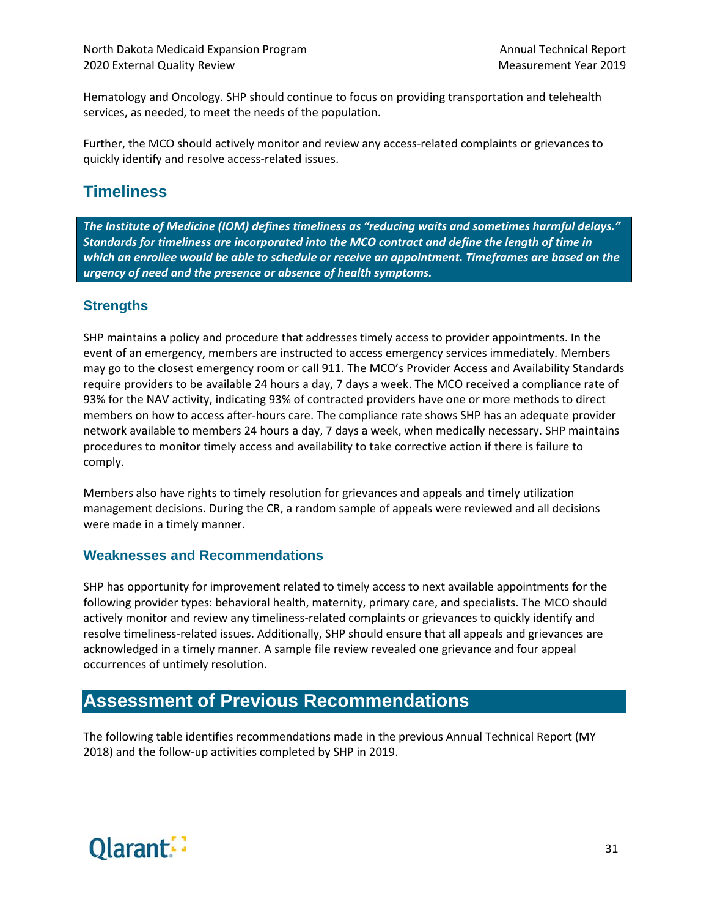Hematology and Oncology. SHP should continue to focus on providing transportation and telehealth services, as needed, to meet the needs of the population.

Further, the MCO should actively monitor and review any access-related complaints or grievances to quickly identify and resolve access-related issues.

## Timeliness

***The Institute of Medicine (IOM) defines timeliness as "reducing waits and sometimes harmful delays." Standards for timeliness are incorporated into the MCO contract and define the length of time in which an enrollee would be able to schedule or receive an appointment. Timeframes are based on the urgency of need and the presence or absence of health symptoms.***

### Strengths

SHP maintains a policy and procedure that addresses timely access to provider appointments. In the event of an emergency, members are instructed to access emergency services immediately. Members may go to the closest emergency room or call 911. The MCO's Provider Access and Availability Standards require providers to be available 24 hours a day, 7 days a week. The MCO received a compliance rate of 93% for the NAV activity, indicating 93% of contracted providers have one or more methods to direct members on how to access after-hours care. The compliance rate shows SHP has an adequate provider network available to members 24 hours a day, 7 days a week, when medically necessary. SHP maintains procedures to monitor timely access and availability to take corrective action if there is failure to comply.

Members also have rights to timely resolution for grievances and appeals and timely utilization management decisions. During the CR, a random sample of appeals were reviewed and all decisions were made in a timely manner.

### Weaknesses and Recommendations

SHP has opportunity for improvement related to timely access to next available appointments for the following provider types: behavioral health, maternity, primary care, and specialists. The MCO should actively monitor and review any timeliness-related complaints or grievances to quickly identify and resolve timeliness-related issues. Additionally, SHP should ensure that all appeals and grievances are acknowledged in a timely manner. A sample file review revealed one grievance and four appeal occurrences of untimely resolution.

# Assessment of Previous Recommendations

The following table identifies recommendations made in the previous Annual Technical Report (MY 2018) and the follow-up activities completed by SHP in 2019.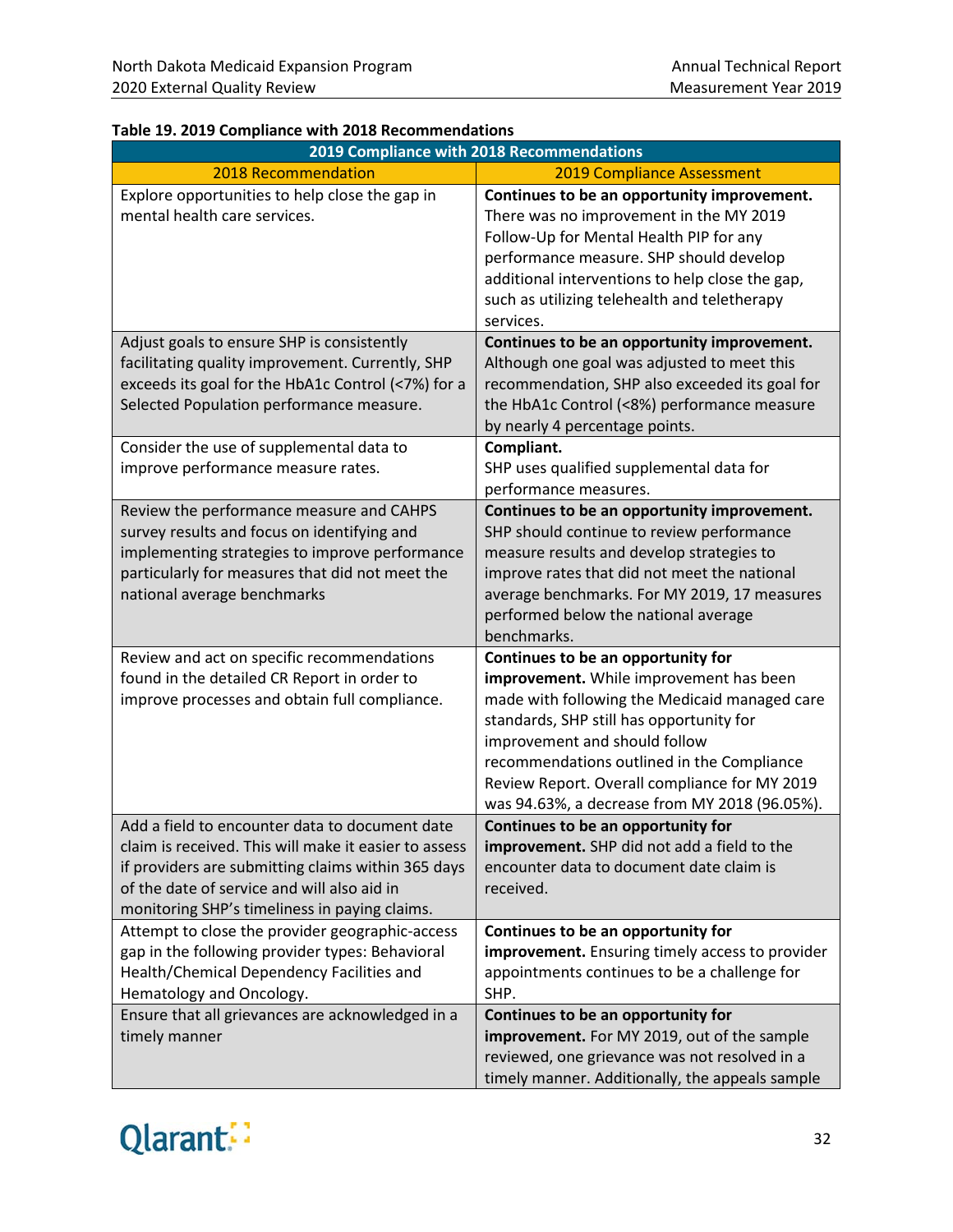**Table 19. 2019 Compliance with 2018 Recommendations**

| 2019 Compliance with 2018 Recommendations | |
|---|---|
| **2018 Recommendation** | **2019 Compliance Assessment** |
| Explore opportunities to help close the gap in mental health care services. | **Continues to be an opportunity improvement.** There was no improvement in the MY 2019 Follow-Up for Mental Health PIP for any performance measure. SHP should develop additional interventions to help close the gap, such as utilizing telehealth and teletherapy services. |
| Adjust goals to ensure SHP is consistently facilitating quality improvement. Currently, SHP exceeds its goal for the HbA1c Control (<7%) for a Selected Population performance measure. | **Continues to be an opportunity improvement.** Although one goal was adjusted to meet this recommendation, SHP also exceeded its goal for the HbA1c Control (<8%) performance measure by nearly 4 percentage points. |
| Consider the use of supplemental data to improve performance measure rates. | **Compliant.** SHP uses qualified supplemental data for performance measures. |
| Review the performance measure and CAHPS survey results and focus on identifying and implementing strategies to improve performance particularly for measures that did not meet the national average benchmarks | **Continues to be an opportunity improvement.** SHP should continue to review performance measure results and develop strategies to improve rates that did not meet the national average benchmarks. For MY 2019, 17 measures performed below the national average benchmarks. |
| Review and act on specific recommendations found in the detailed CR Report in order to improve processes and obtain full compliance. | **Continues to be an opportunity for improvement.** While improvement has been made with following the Medicaid managed care standards, SHP still has opportunity for improvement and should follow recommendations outlined in the Compliance Review Report. Overall compliance for MY 2019 was 94.63%, a decrease from MY 2018 (96.05%). |
| Add a field to encounter data to document date claim is received. This will make it easier to assess if providers are submitting claims within 365 days of the date of service and will also aid in monitoring SHP's timeliness in paying claims. | **Continues to be an opportunity for improvement.** SHP did not add a field to the encounter data to document date claim is received. |
| Attempt to close the provider geographic-access gap in the following provider types: Behavioral Health/Chemical Dependency Facilities and Hematology and Oncology. | **Continues to be an opportunity for improvement.** Ensuring timely access to provider appointments continues to be a challenge for SHP. |
| Ensure that all grievances are acknowledged in a timely manner | **Continues to be an opportunity for improvement.** For MY 2019, out of the sample reviewed, one grievance was not resolved in a timely manner. Additionally, the appeals sample |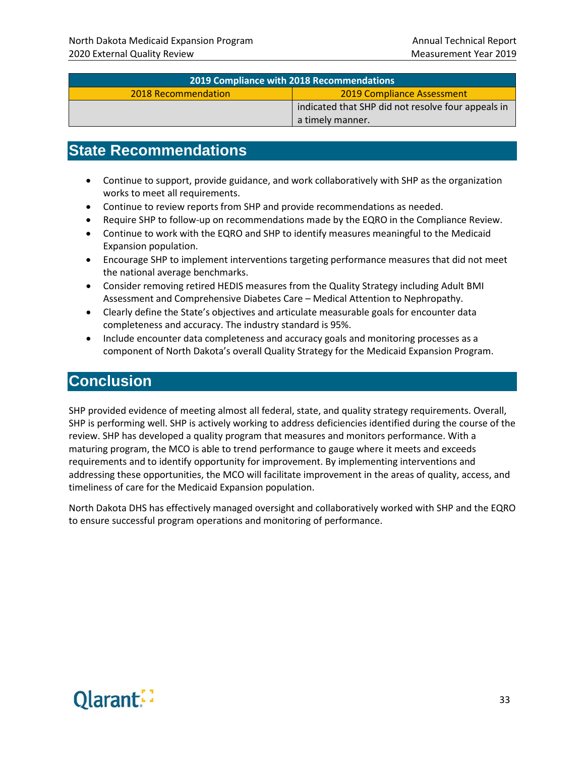| 2019 Compliance with 2018 Recommendations | |
|---|---|
| 2018 Recommendation | 2019 Compliance Assessment |
| | indicated that SHP did not resolve four appeals in a timely manner. |

## State Recommendations

- Continue to support, provide guidance, and work collaboratively with SHP as the organization works to meet all requirements.
- Continue to review reports from SHP and provide recommendations as needed.
- Require SHP to follow-up on recommendations made by the EQRO in the Compliance Review.
- Continue to work with the EQRO and SHP to identify measures meaningful to the Medicaid Expansion population.
- Encourage SHP to implement interventions targeting performance measures that did not meet the national average benchmarks.
- Consider removing retired HEDIS measures from the Quality Strategy including Adult BMI Assessment and Comprehensive Diabetes Care – Medical Attention to Nephropathy.
- Clearly define the State's objectives and articulate measurable goals for encounter data completeness and accuracy. The industry standard is 95%.
- Include encounter data completeness and accuracy goals and monitoring processes as a component of North Dakota's overall Quality Strategy for the Medicaid Expansion Program.

## Conclusion

SHP provided evidence of meeting almost all federal, state, and quality strategy requirements. Overall, SHP is performing well. SHP is actively working to address deficiencies identified during the course of the review. SHP has developed a quality program that measures and monitors performance. With a maturing program, the MCO is able to trend performance to gauge where it meets and exceeds requirements and to identify opportunity for improvement. By implementing interventions and addressing these opportunities, the MCO will facilitate improvement in the areas of quality, access, and timeliness of care for the Medicaid Expansion population.

North Dakota DHS has effectively managed oversight and collaboratively worked with SHP and the EQRO to ensure successful program operations and monitoring of performance.